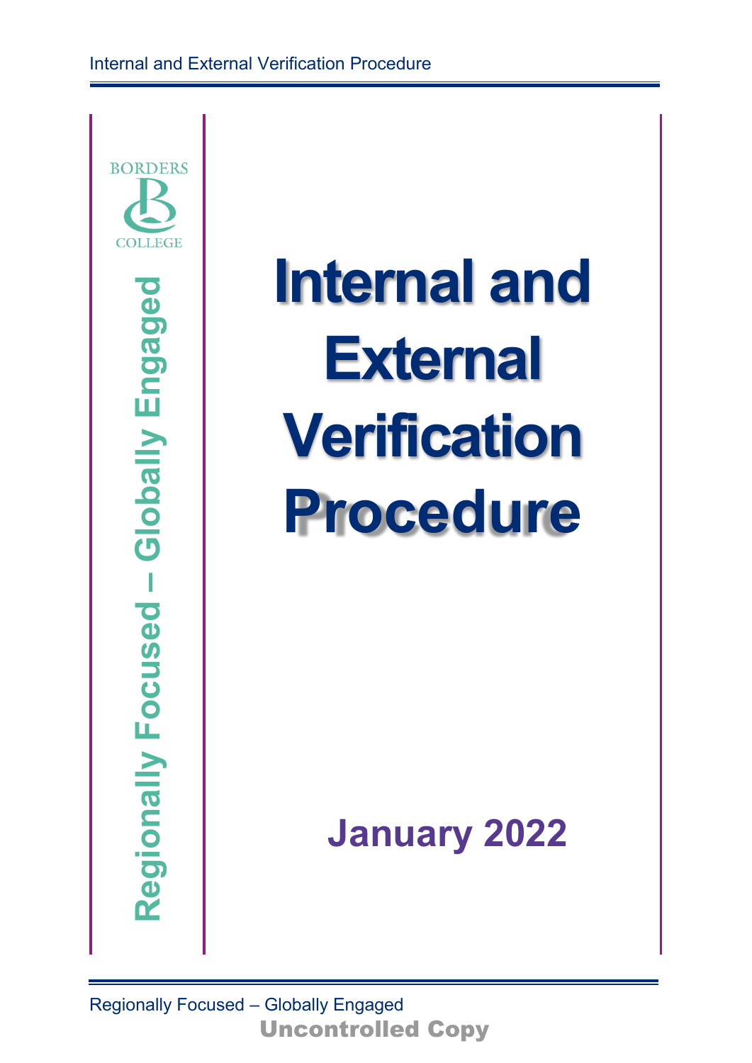BORDERS COLLEGE

Regionally Focused – Globally Engaged

# Internal and External Verification Procedure

**January 2022**

Uncontrolled Copy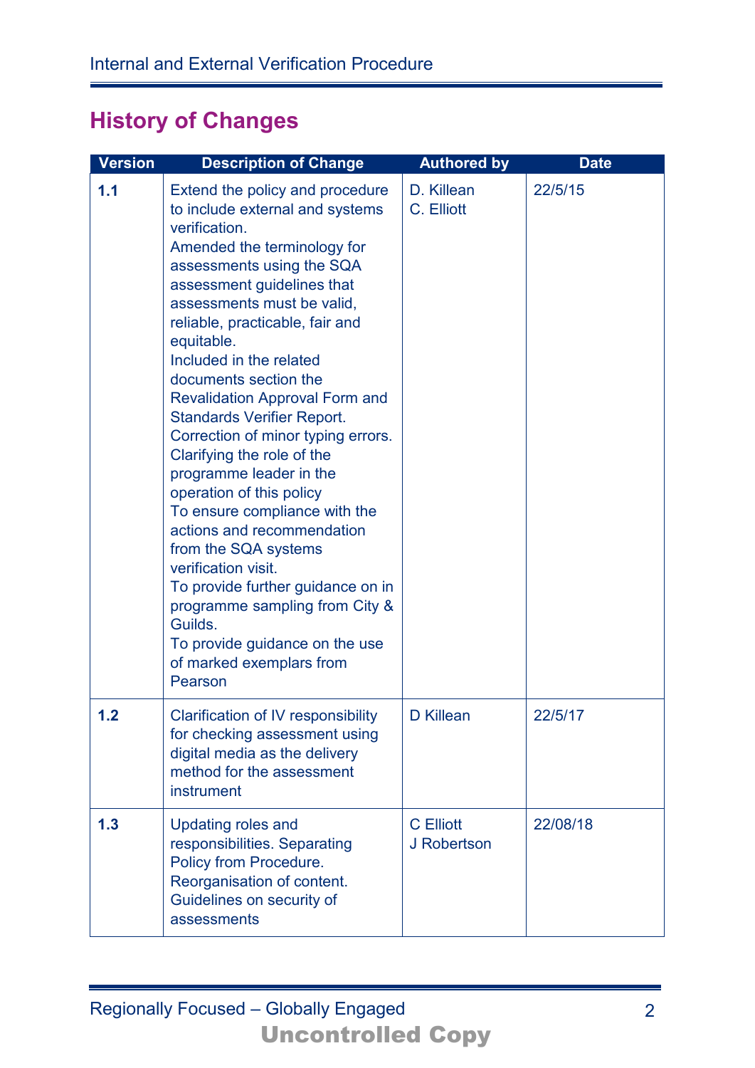## History of Changes

| Version | Description of Change | Authored by | Date |
|---|---|---|---|
| **1.1** | Extend the policy and procedure to include external and systems verification.<br>Amended the terminology for assessments using the SQA assessment guidelines that assessments must be valid, reliable, practicable, fair and equitable.<br>Included in the related documents section the Revalidation Approval Form and Standards Verifier Report.<br>Correction of minor typing errors.<br>Clarifying the role of the programme leader in the operation of this policy<br>To ensure compliance with the actions and recommendation from the SQA systems verification visit.<br>To provide further guidance on in programme sampling from City & Guilds.<br>To provide guidance on the use of marked exemplars from Pearson | D. Killean<br>C. Elliott | 22/5/15 |
| **1.2** | Clarification of IV responsibility for checking assessment using digital media as the delivery method for the assessment instrument | D Killean | 22/5/17 |
| **1.3** | Updating roles and responsibilities. Separating Policy from Procedure. Reorganisation of content. Guidelines on security of assessments | C Elliott<br>J Robertson | 22/08/18 |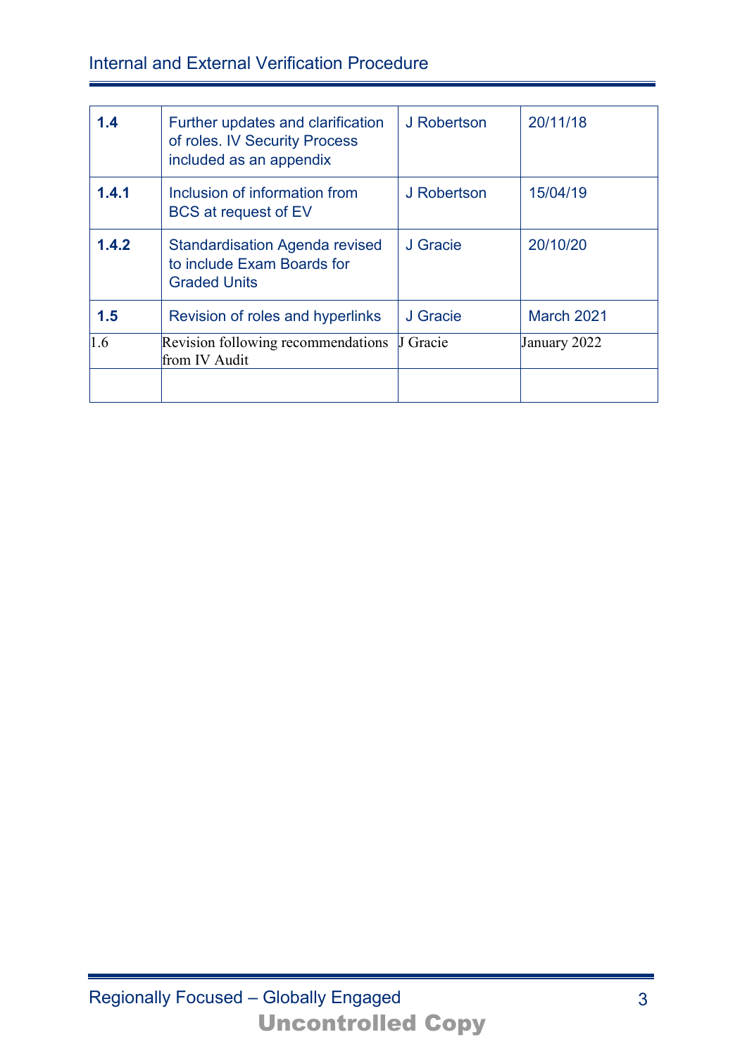| | | | |
|---|---|---|---|
| **1.4** | Further updates and clarification of roles. IV Security Process included as an appendix | J Robertson | 20/11/18 |
| **1.4.1** | Inclusion of information from BCS at request of EV | J Robertson | 15/04/19 |
| **1.4.2** | Standardisation Agenda revised to include Exam Boards for Graded Units | J Gracie | 20/10/20 |
| **1.5** | Revision of roles and hyperlinks | J Gracie | March 2021 |
| 1.6 | Revision following recommendations from IV Audit | J Gracie | January 2022 |
| | | | |

Uncontrolled Copy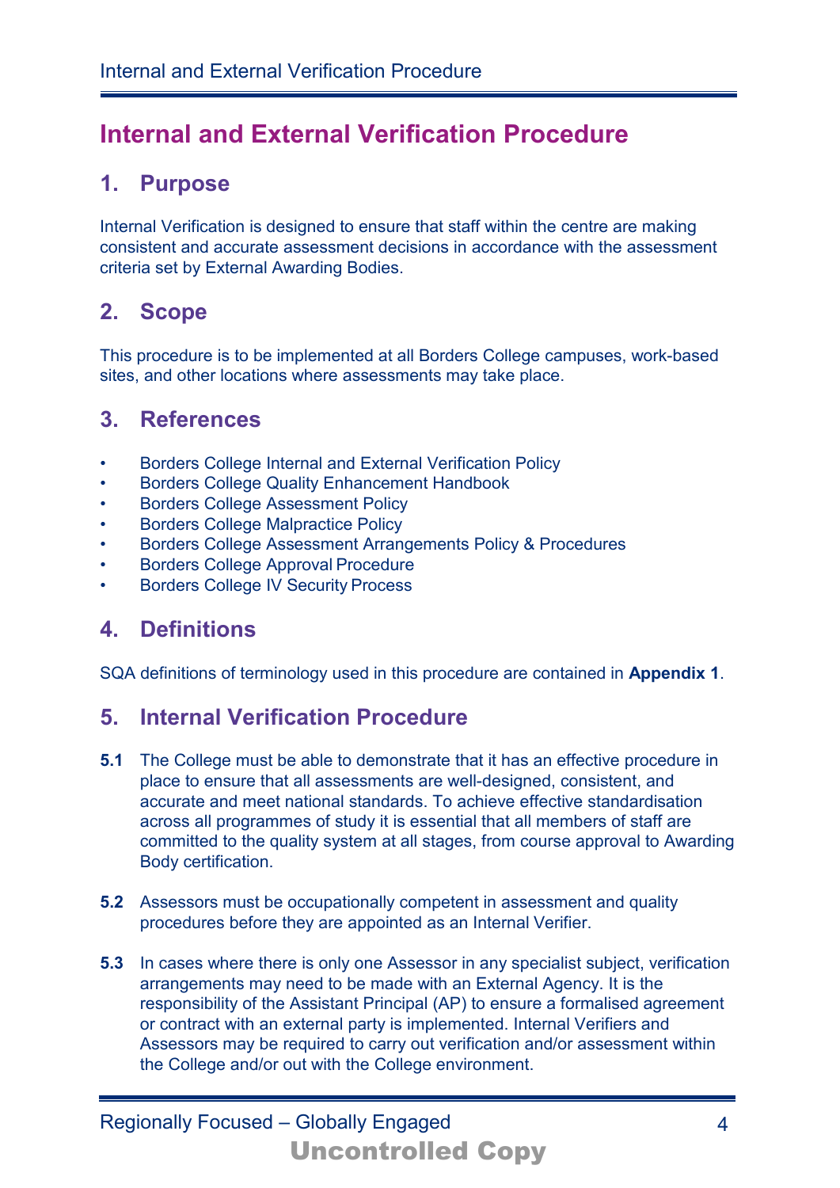# Internal and External Verification Procedure

## 1. Purpose

Internal Verification is designed to ensure that staff within the centre are making consistent and accurate assessment decisions in accordance with the assessment criteria set by External Awarding Bodies.

## 2. Scope

This procedure is to be implemented at all Borders College campuses, work-based sites, and other locations where assessments may take place.

## 3. References

- Borders College Internal and External Verification Policy
- Borders College Quality Enhancement Handbook
- Borders College Assessment Policy
- Borders College Malpractice Policy
- Borders College Assessment Arrangements Policy & Procedures
- Borders College Approval Procedure
- Borders College IV Security Process

## 4. Definitions

SQA definitions of terminology used in this procedure are contained in **Appendix 1**.

## 5. Internal Verification Procedure

**5.1** The College must be able to demonstrate that it has an effective procedure in place to ensure that all assessments are well-designed, consistent, and accurate and meet national standards. To achieve effective standardisation across all programmes of study it is essential that all members of staff are committed to the quality system at all stages, from course approval to Awarding Body certification.

**5.2** Assessors must be occupationally competent in assessment and quality procedures before they are appointed as an Internal Verifier.

**5.3** In cases where there is only one Assessor in any specialist subject, verification arrangements may need to be made with an External Agency. It is the responsibility of the Assistant Principal (AP) to ensure a formalised agreement or contract with an external party is implemented. Internal Verifiers and Assessors may be required to carry out verification and/or assessment within the College and/or out with the College environment.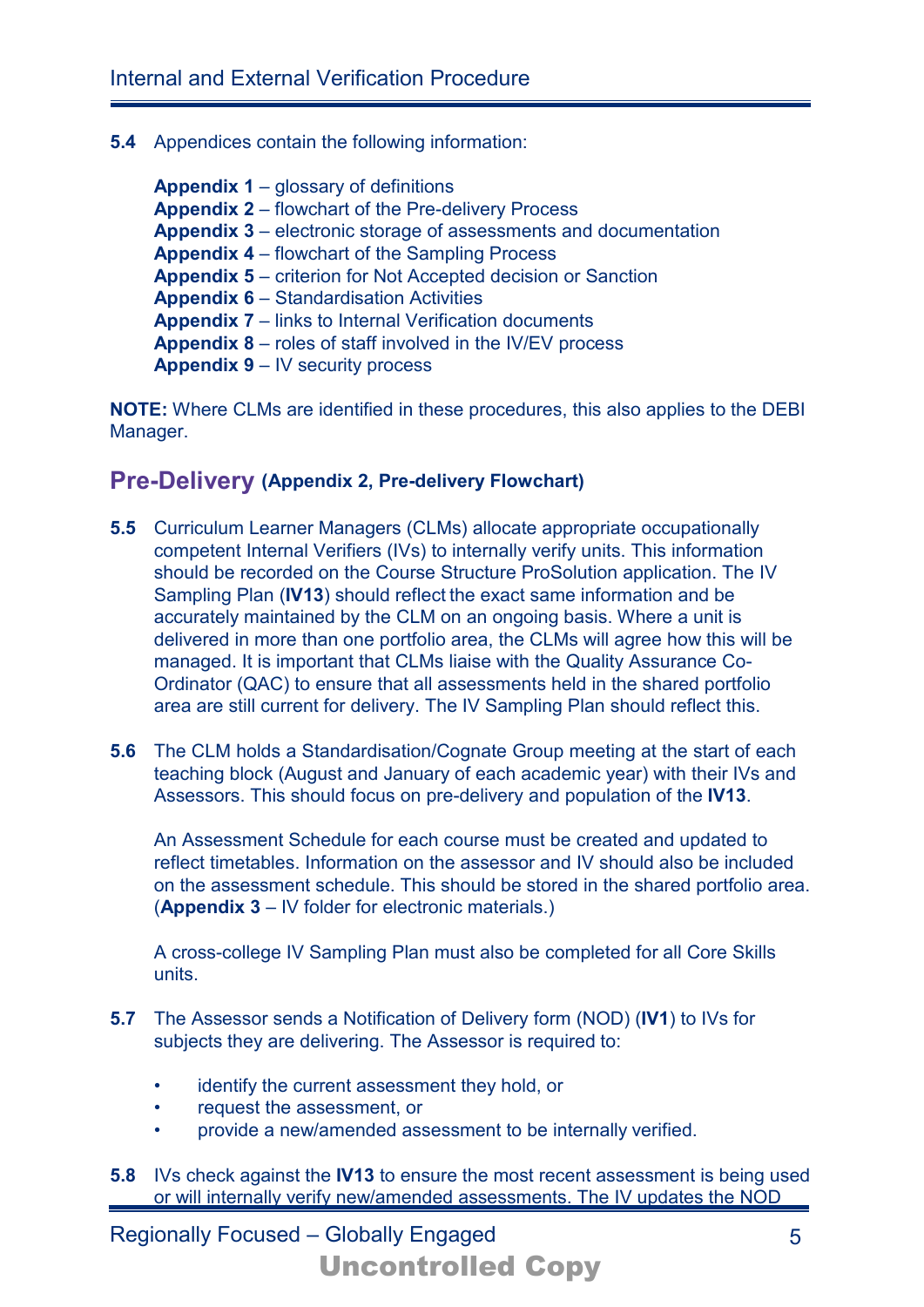**5.4** Appendices contain the following information:

**Appendix 1** – glossary of definitions
**Appendix 2** – flowchart of the Pre-delivery Process
**Appendix 3** – electronic storage of assessments and documentation
**Appendix 4** – flowchart of the Sampling Process
**Appendix 5** – criterion for Not Accepted decision or Sanction
**Appendix 6** – Standardisation Activities
**Appendix 7** – links to Internal Verification documents
**Appendix 8** – roles of staff involved in the IV/EV process
**Appendix 9** – IV security process

**NOTE:** Where CLMs are identified in these procedures, this also applies to the DEBI Manager.

## Pre-Delivery (Appendix 2, Pre-delivery Flowchart)

**5.5** Curriculum Learner Managers (CLMs) allocate appropriate occupationally competent Internal Verifiers (IVs) to internally verify units. This information should be recorded on the Course Structure ProSolution application. The IV Sampling Plan (**IV13**) should reflect the exact same information and be accurately maintained by the CLM on an ongoing basis. Where a unit is delivered in more than one portfolio area, the CLMs will agree how this will be managed. It is important that CLMs liaise with the Quality Assurance Co-Ordinator (QAC) to ensure that all assessments held in the shared portfolio area are still current for delivery. The IV Sampling Plan should reflect this.

**5.6** The CLM holds a Standardisation/Cognate Group meeting at the start of each teaching block (August and January of each academic year) with their IVs and Assessors. This should focus on pre-delivery and population of the **IV13**.

An Assessment Schedule for each course must be created and updated to reflect timetables. Information on the assessor and IV should also be included on the assessment schedule. This should be stored in the shared portfolio area. (**Appendix 3** – IV folder for electronic materials.)

A cross-college IV Sampling Plan must also be completed for all Core Skills units.

**5.7** The Assessor sends a Notification of Delivery form (NOD) (**IV1**) to IVs for subjects they are delivering. The Assessor is required to:

- identify the current assessment they hold, or
- request the assessment, or
- provide a new/amended assessment to be internally verified.

**5.8** IVs check against the **IV13** to ensure the most recent assessment is being used or will internally verify new/amended assessments. The IV updates the NOD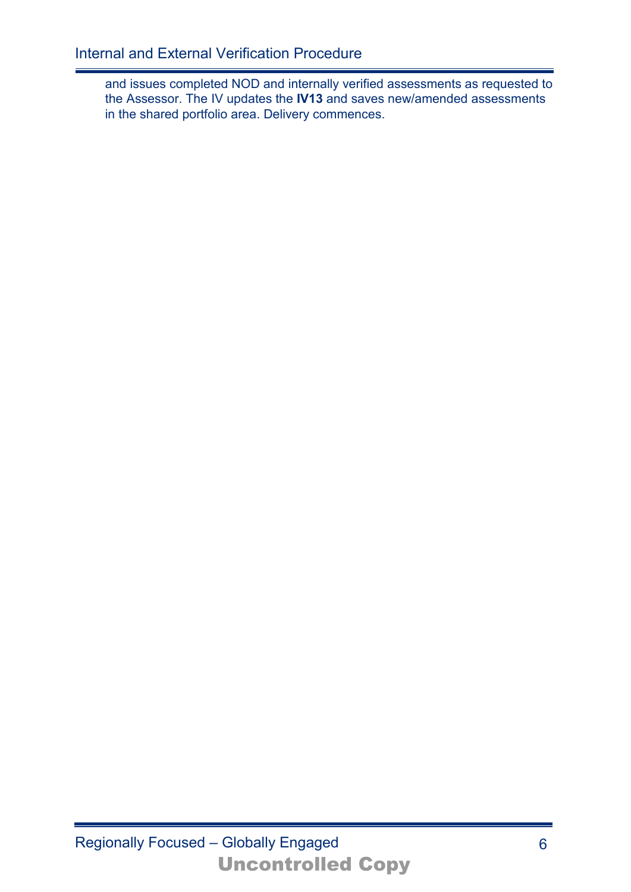and issues completed NOD and internally verified assessments as requested to the Assessor. The IV updates the **IV13** and saves new/amended assessments in the shared portfolio area. Delivery commences.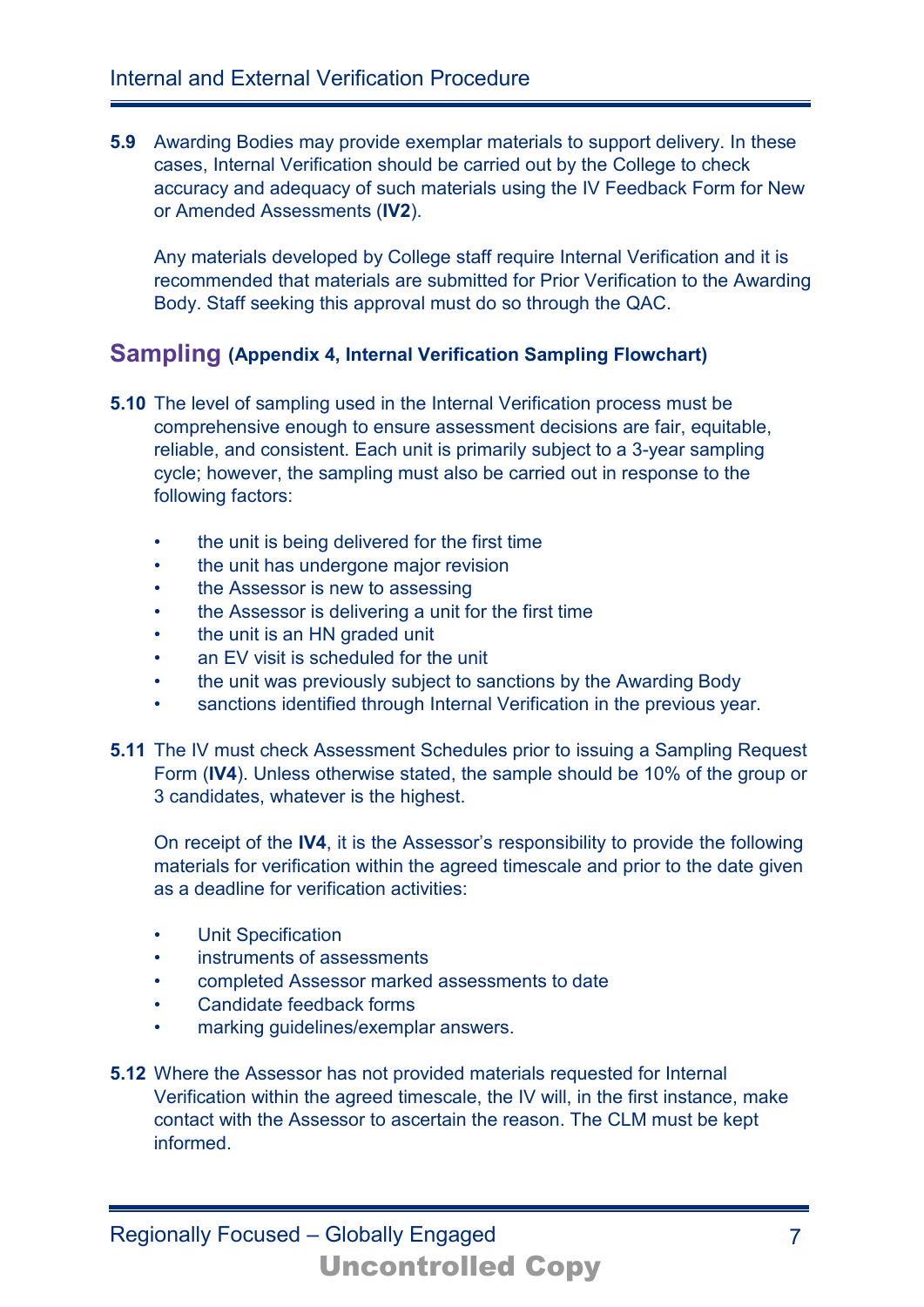**5.9** Awarding Bodies may provide exemplar materials to support delivery. In these cases, Internal Verification should be carried out by the College to check accuracy and adequacy of such materials using the IV Feedback Form for New or Amended Assessments (**IV2**).

Any materials developed by College staff require Internal Verification and it is recommended that materials are submitted for Prior Verification to the Awarding Body. Staff seeking this approval must do so through the QAC.

## Sampling (Appendix 4, Internal Verification Sampling Flowchart)

**5.10** The level of sampling used in the Internal Verification process must be comprehensive enough to ensure assessment decisions are fair, equitable, reliable, and consistent. Each unit is primarily subject to a 3-year sampling cycle; however, the sampling must also be carried out in response to the following factors:

- the unit is being delivered for the first time
- the unit has undergone major revision
- the Assessor is new to assessing
- the Assessor is delivering a unit for the first time
- the unit is an HN graded unit
- an EV visit is scheduled for the unit
- the unit was previously subject to sanctions by the Awarding Body
- sanctions identified through Internal Verification in the previous year.

**5.11** The IV must check Assessment Schedules prior to issuing a Sampling Request Form (**IV4**). Unless otherwise stated, the sample should be 10% of the group or 3 candidates, whatever is the highest.

On receipt of the **IV4**, it is the Assessor's responsibility to provide the following materials for verification within the agreed timescale and prior to the date given as a deadline for verification activities:

- Unit Specification
- instruments of assessments
- completed Assessor marked assessments to date
- Candidate feedback forms
- marking guidelines/exemplar answers.

**5.12** Where the Assessor has not provided materials requested for Internal Verification within the agreed timescale, the IV will, in the first instance, make contact with the Assessor to ascertain the reason. The CLM must be kept informed.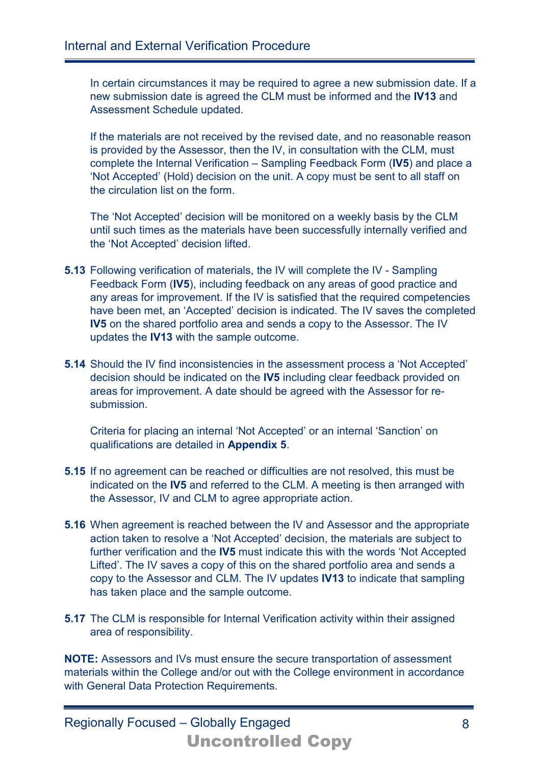In certain circumstances it may be required to agree a new submission date. If a new submission date is agreed the CLM must be informed and the **IV13** and Assessment Schedule updated.

If the materials are not received by the revised date, and no reasonable reason is provided by the Assessor, then the IV, in consultation with the CLM, must complete the Internal Verification – Sampling Feedback Form (**IV5**) and place a 'Not Accepted' (Hold) decision on the unit. A copy must be sent to all staff on the circulation list on the form.

The 'Not Accepted' decision will be monitored on a weekly basis by the CLM until such times as the materials have been successfully internally verified and the 'Not Accepted' decision lifted.

**5.13** Following verification of materials, the IV will complete the IV - Sampling Feedback Form (**IV5**), including feedback on any areas of good practice and any areas for improvement. If the IV is satisfied that the required competencies have been met, an 'Accepted' decision is indicated. The IV saves the completed **IV5** on the shared portfolio area and sends a copy to the Assessor. The IV updates the **IV13** with the sample outcome.

**5.14** Should the IV find inconsistencies in the assessment process a 'Not Accepted' decision should be indicated on the **IV5** including clear feedback provided on areas for improvement. A date should be agreed with the Assessor for re-submission.

Criteria for placing an internal 'Not Accepted' or an internal 'Sanction' on qualifications are detailed in **Appendix 5**.

**5.15** If no agreement can be reached or difficulties are not resolved, this must be indicated on the **IV5** and referred to the CLM. A meeting is then arranged with the Assessor, IV and CLM to agree appropriate action.

**5.16** When agreement is reached between the IV and Assessor and the appropriate action taken to resolve a 'Not Accepted' decision, the materials are subject to further verification and the **IV5** must indicate this with the words 'Not Accepted Lifted'. The IV saves a copy of this on the shared portfolio area and sends a copy to the Assessor and CLM. The IV updates **IV13** to indicate that sampling has taken place and the sample outcome.

**5.17** The CLM is responsible for Internal Verification activity within their assigned area of responsibility.

**NOTE:** Assessors and IVs must ensure the secure transportation of assessment materials within the College and/or out with the College environment in accordance with General Data Protection Requirements.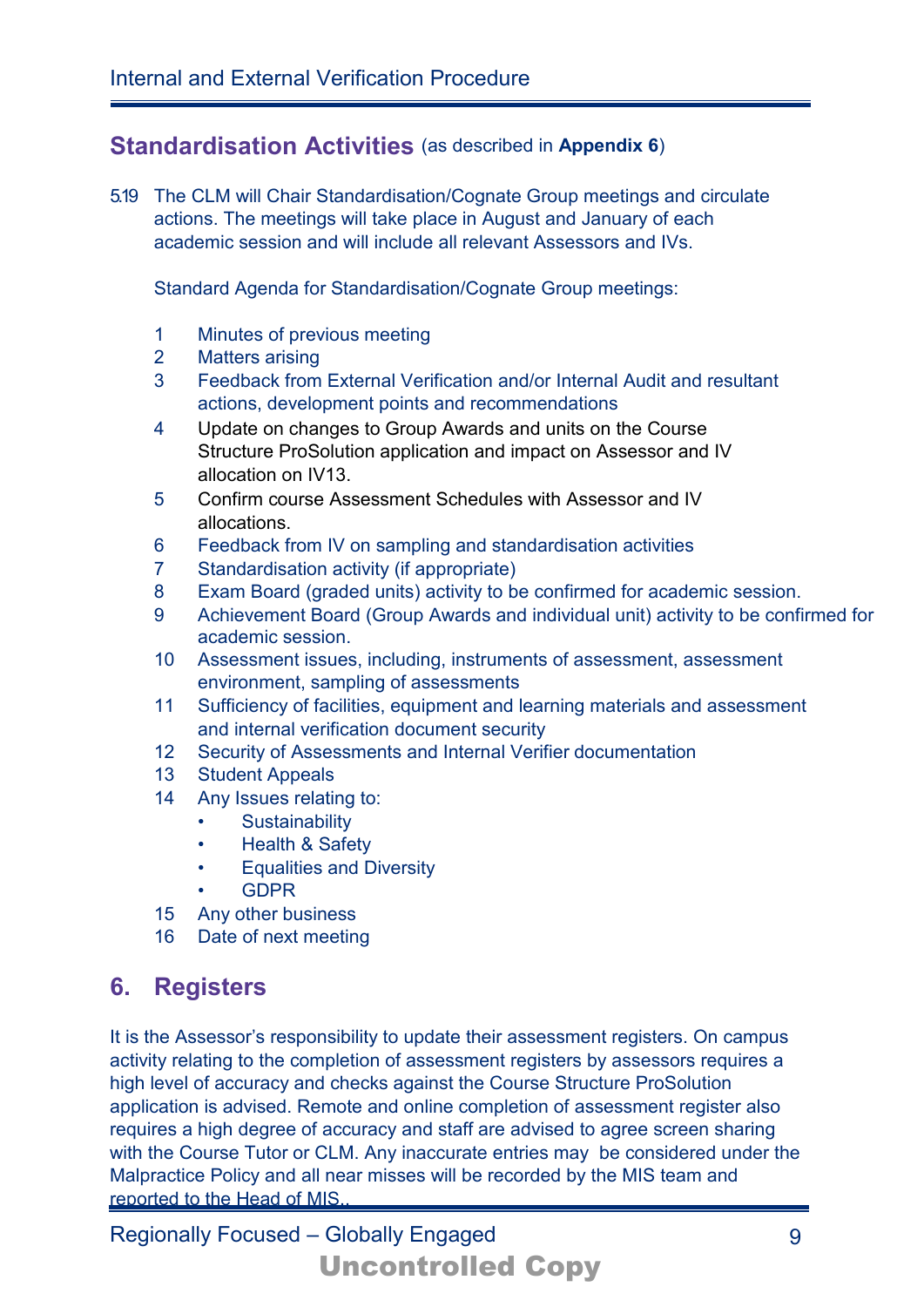## Standardisation Activities (as described in **Appendix 6**)

5.19 The CLM will Chair Standardisation/Cognate Group meetings and circulate actions. The meetings will take place in August and January of each academic session and will include all relevant Assessors and IVs.

Standard Agenda for Standardisation/Cognate Group meetings:

1. Minutes of previous meeting
2. Matters arising
3. Feedback from External Verification and/or Internal Audit and resultant actions, development points and recommendations
4. Update on changes to Group Awards and units on the Course Structure ProSolution application and impact on Assessor and IV allocation on IV13.
5. Confirm course Assessment Schedules with Assessor and IV allocations.
6. Feedback from IV on sampling and standardisation activities
7. Standardisation activity (if appropriate)
8. Exam Board (graded units) activity to be confirmed for academic session.
9. Achievement Board (Group Awards and individual unit) activity to be confirmed for academic session.
10. Assessment issues, including, instruments of assessment, assessment environment, sampling of assessments
11. Sufficiency of facilities, equipment and learning materials and assessment and internal verification document security
12. Security of Assessments and Internal Verifier documentation
13. Student Appeals
14. Any Issues relating to:
    - Sustainability
    - Health & Safety
    - Equalities and Diversity
    - GDPR
15. Any other business
16. Date of next meeting

## 6. Registers

It is the Assessor's responsibility to update their assessment registers. On campus activity relating to the completion of assessment registers by assessors requires a high level of accuracy and checks against the Course Structure ProSolution application is advised. Remote and online completion of assessment register also requires a high degree of accuracy and staff are advised to agree screen sharing with the Course Tutor or CLM. Any inaccurate entries may be considered under the Malpractice Policy and all near misses will be recorded by the MIS team and reported to the Head of MIS..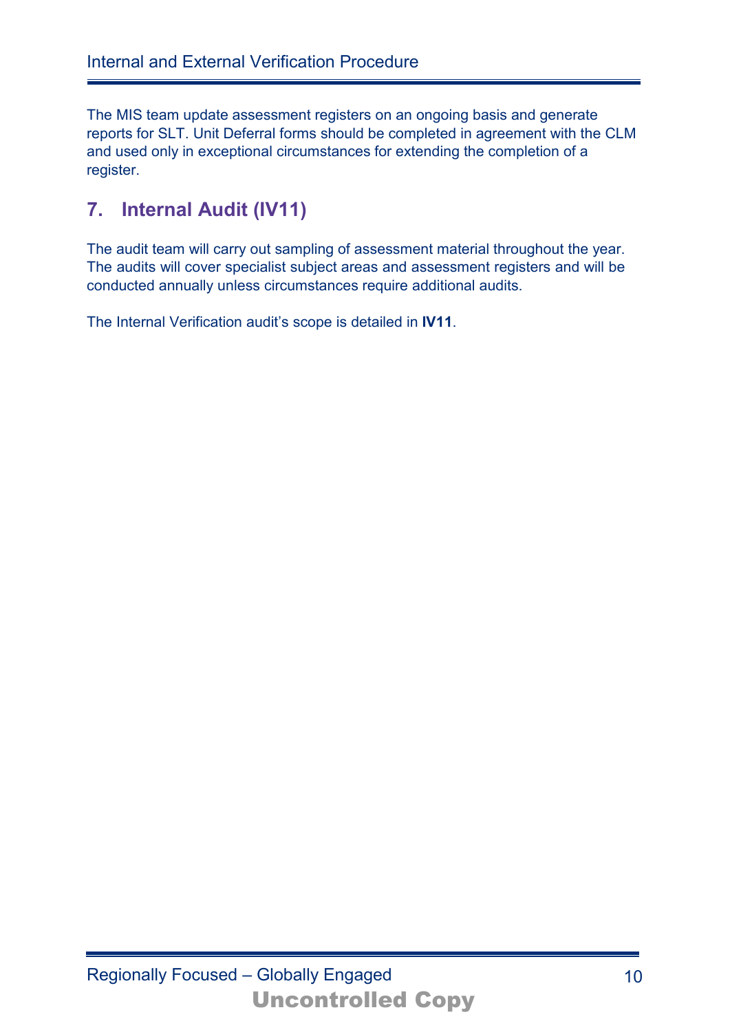The MIS team update assessment registers on an ongoing basis and generate reports for SLT. Unit Deferral forms should be completed in agreement with the CLM and used only in exceptional circumstances for extending the completion of a register.

## 7. Internal Audit (IV11)

The audit team will carry out sampling of assessment material throughout the year. The audits will cover specialist subject areas and assessment registers and will be conducted annually unless circumstances require additional audits.

The Internal Verification audit's scope is detailed in **IV11**.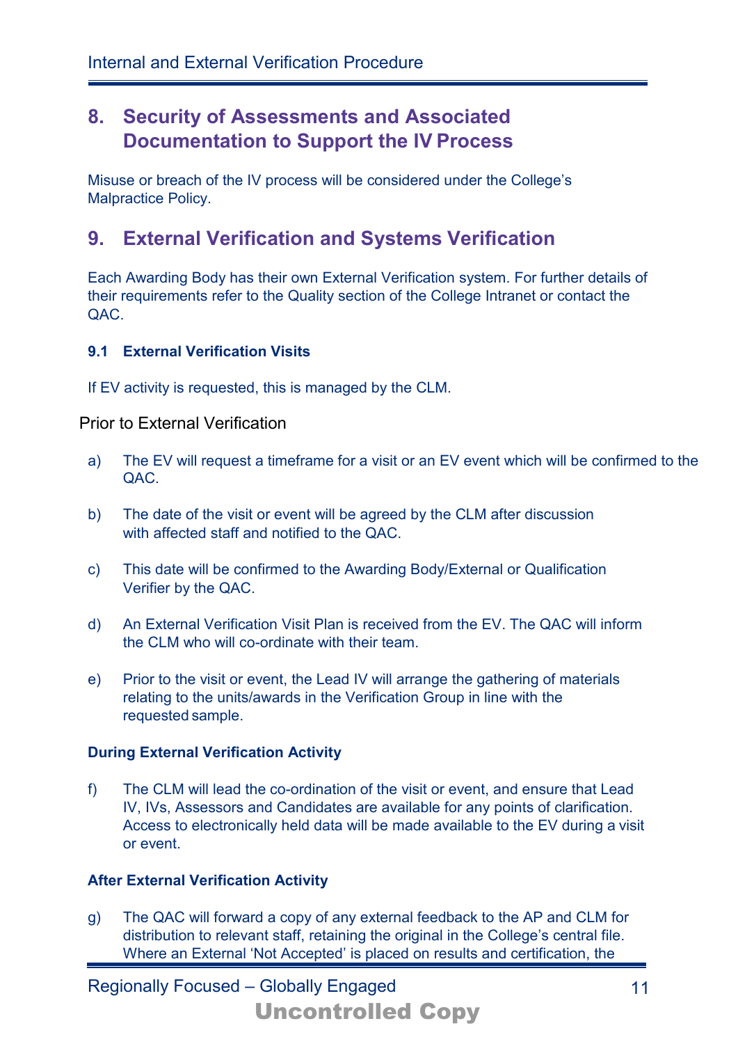## 8. Security of Assessments and Associated Documentation to Support the IV Process

Misuse or breach of the IV process will be considered under the College's Malpractice Policy.

## 9. External Verification and Systems Verification

Each Awarding Body has their own External Verification system. For further details of their requirements refer to the Quality section of the College Intranet or contact the QAC.

### 9.1 External Verification Visits

If EV activity is requested, this is managed by the CLM.

Prior to External Verification

a) The EV will request a timeframe for a visit or an EV event which will be confirmed to the QAC.

b) The date of the visit or event will be agreed by the CLM after discussion with affected staff and notified to the QAC.

c) This date will be confirmed to the Awarding Body/External or Qualification Verifier by the QAC.

d) An External Verification Visit Plan is received from the EV. The QAC will inform the CLM who will co-ordinate with their team.

e) Prior to the visit or event, the Lead IV will arrange the gathering of materials relating to the units/awards in the Verification Group in line with the requested sample.

**During External Verification Activity**

f) The CLM will lead the co-ordination of the visit or event, and ensure that Lead IV, IVs, Assessors and Candidates are available for any points of clarification. Access to electronically held data will be made available to the EV during a visit or event.

**After External Verification Activity**

g) The QAC will forward a copy of any external feedback to the AP and CLM for distribution to relevant staff, retaining the original in the College's central file. Where an External 'Not Accepted' is placed on results and certification, the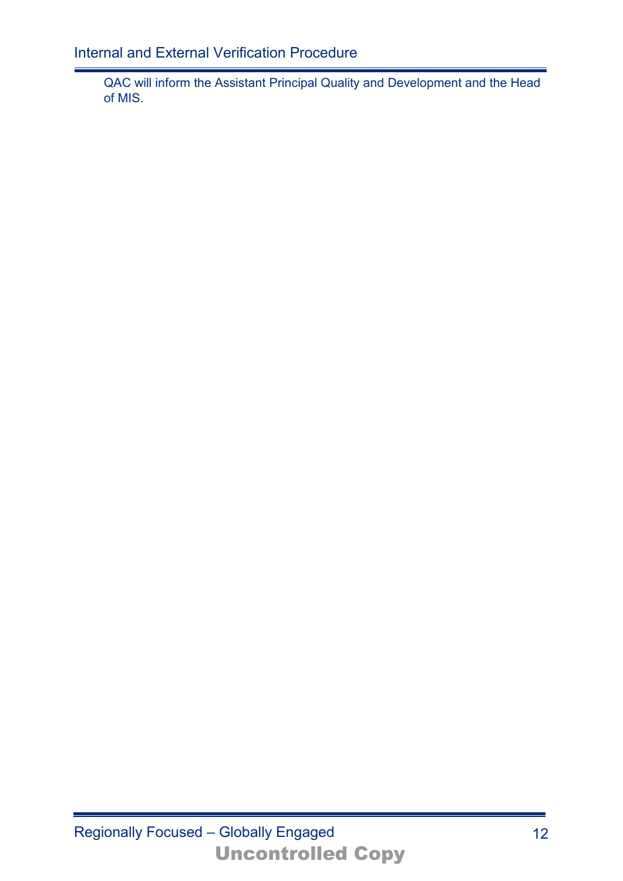QAC will inform the Assistant Principal Quality and Development and the Head of MIS.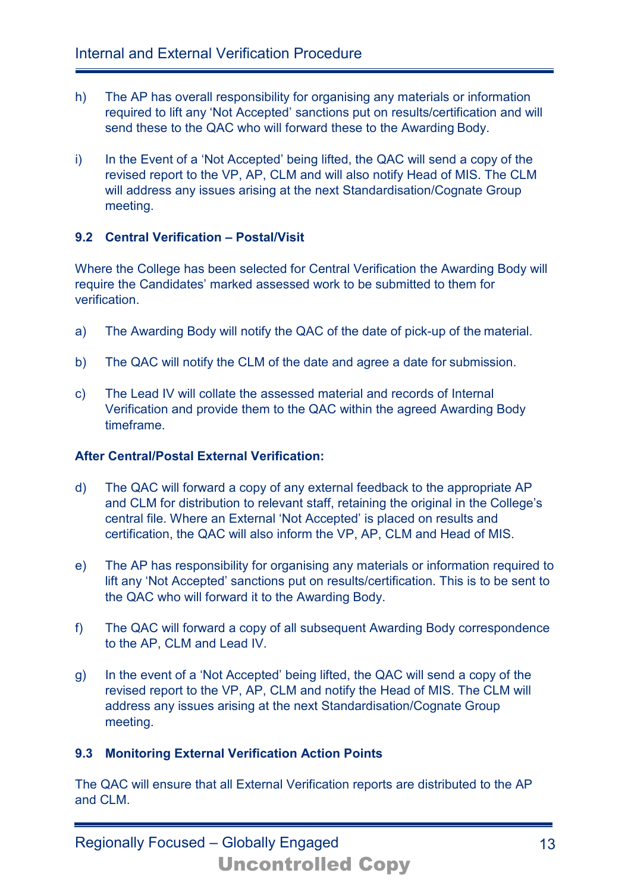h) The AP has overall responsibility for organising any materials or information required to lift any 'Not Accepted' sanctions put on results/certification and will send these to the QAC who will forward these to the Awarding Body.

i) In the Event of a 'Not Accepted' being lifted, the QAC will send a copy of the revised report to the VP, AP, CLM and will also notify Head of MIS. The CLM will address any issues arising at the next Standardisation/Cognate Group meeting.

### 9.2 Central Verification – Postal/Visit

Where the College has been selected for Central Verification the Awarding Body will require the Candidates' marked assessed work to be submitted to them for verification.

a) The Awarding Body will notify the QAC of the date of pick-up of the material.

b) The QAC will notify the CLM of the date and agree a date for submission.

c) The Lead IV will collate the assessed material and records of Internal Verification and provide them to the QAC within the agreed Awarding Body timeframe.

**After Central/Postal External Verification:**

d) The QAC will forward a copy of any external feedback to the appropriate AP and CLM for distribution to relevant staff, retaining the original in the College's central file. Where an External 'Not Accepted' is placed on results and certification, the QAC will also inform the VP, AP, CLM and Head of MIS.

e) The AP has responsibility for organising any materials or information required to lift any 'Not Accepted' sanctions put on results/certification. This is to be sent to the QAC who will forward it to the Awarding Body.

f) The QAC will forward a copy of all subsequent Awarding Body correspondence to the AP, CLM and Lead IV.

g) In the event of a 'Not Accepted' being lifted, the QAC will send a copy of the revised report to the VP, AP, CLM and notify the Head of MIS. The CLM will address any issues arising at the next Standardisation/Cognate Group meeting.

### 9.3 Monitoring External Verification Action Points

The QAC will ensure that all External Verification reports are distributed to the AP and CLM.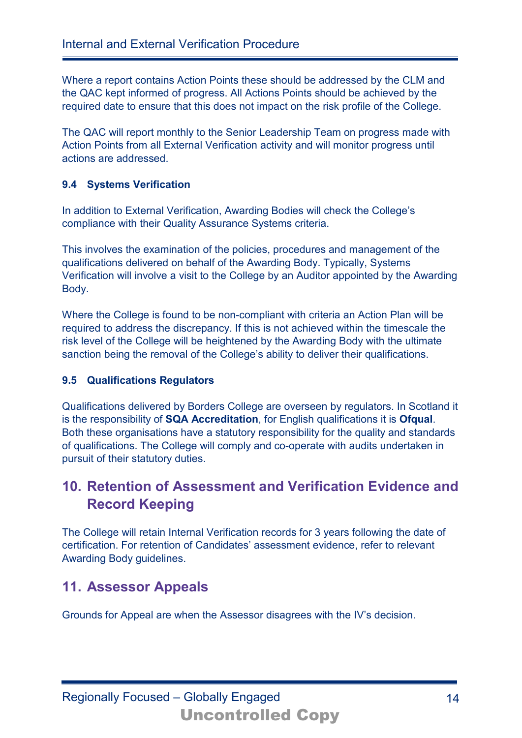Where a report contains Action Points these should be addressed by the CLM and the QAC kept informed of progress. All Actions Points should be achieved by the required date to ensure that this does not impact on the risk profile of the College.

The QAC will report monthly to the Senior Leadership Team on progress made with Action Points from all External Verification activity and will monitor progress until actions are addressed.

### 9.4 Systems Verification

In addition to External Verification, Awarding Bodies will check the College's compliance with their Quality Assurance Systems criteria.

This involves the examination of the policies, procedures and management of the qualifications delivered on behalf of the Awarding Body. Typically, Systems Verification will involve a visit to the College by an Auditor appointed by the Awarding Body.

Where the College is found to be non-compliant with criteria an Action Plan will be required to address the discrepancy. If this is not achieved within the timescale the risk level of the College will be heightened by the Awarding Body with the ultimate sanction being the removal of the College's ability to deliver their qualifications.

### 9.5 Qualifications Regulators

Qualifications delivered by Borders College are overseen by regulators. In Scotland it is the responsibility of **SQA Accreditation**, for English qualifications it is **Ofqual**. Both these organisations have a statutory responsibility for the quality and standards of qualifications. The College will comply and co-operate with audits undertaken in pursuit of their statutory duties.

## 10. Retention of Assessment and Verification Evidence and Record Keeping

The College will retain Internal Verification records for 3 years following the date of certification. For retention of Candidates' assessment evidence, refer to relevant Awarding Body guidelines.

## 11. Assessor Appeals

Grounds for Appeal are when the Assessor disagrees with the IV's decision.

Uncontrolled Copy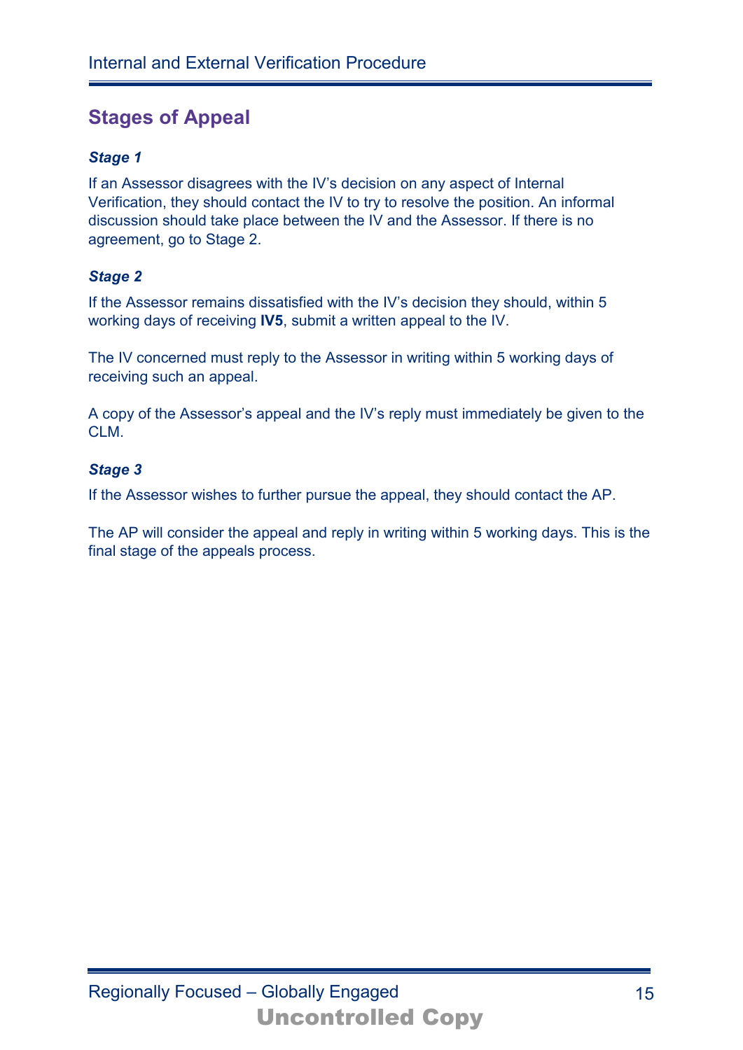## Stages of Appeal

***Stage 1***

If an Assessor disagrees with the IV's decision on any aspect of Internal Verification, they should contact the IV to try to resolve the position. An informal discussion should take place between the IV and the Assessor. If there is no agreement, go to Stage 2.

***Stage 2***

If the Assessor remains dissatisfied with the IV's decision they should, within 5 working days of receiving **IV5**, submit a written appeal to the IV.

The IV concerned must reply to the Assessor in writing within 5 working days of receiving such an appeal.

A copy of the Assessor's appeal and the IV's reply must immediately be given to the CLM.

***Stage 3***

If the Assessor wishes to further pursue the appeal, they should contact the AP.

The AP will consider the appeal and reply in writing within 5 working days. This is the final stage of the appeals process.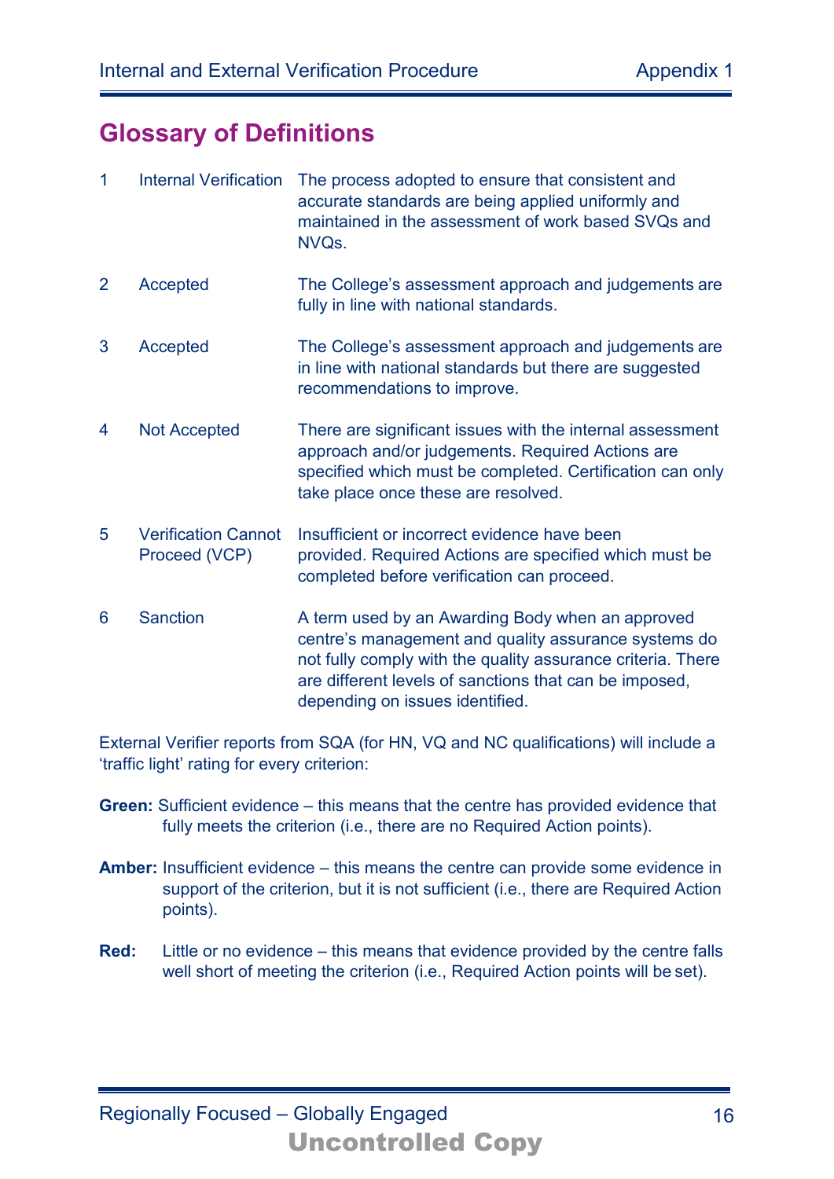## Glossary of Definitions

| | | |
|---|---|---|
| 1 | Internal Verification | The process adopted to ensure that consistent and accurate standards are being applied uniformly and maintained in the assessment of work based SVQs and NVQs. |
| 2 | Accepted | The College's assessment approach and judgements are fully in line with national standards. |
| 3 | Accepted | The College's assessment approach and judgements are in line with national standards but there are suggested recommendations to improve. |
| 4 | Not Accepted | There are significant issues with the internal assessment approach and/or judgements. Required Actions are specified which must be completed. Certification can only take place once these are resolved. |
| 5 | Verification Cannot Proceed (VCP) | Insufficient or incorrect evidence have been provided. Required Actions are specified which must be completed before verification can proceed. |
| 6 | Sanction | A term used by an Awarding Body when an approved centre's management and quality assurance systems do not fully comply with the quality assurance criteria. There are different levels of sanctions that can be imposed, depending on issues identified. |

External Verifier reports from SQA (for HN, VQ and NC qualifications) will include a 'traffic light' rating for every criterion:

**Green:** Sufficient evidence – this means that the centre has provided evidence that fully meets the criterion (i.e., there are no Required Action points).

**Amber:** Insufficient evidence – this means the centre can provide some evidence in support of the criterion, but it is not sufficient (i.e., there are Required Action points).

**Red:** Little or no evidence – this means that evidence provided by the centre falls well short of meeting the criterion (i.e., Required Action points will be set).

Uncontrolled Copy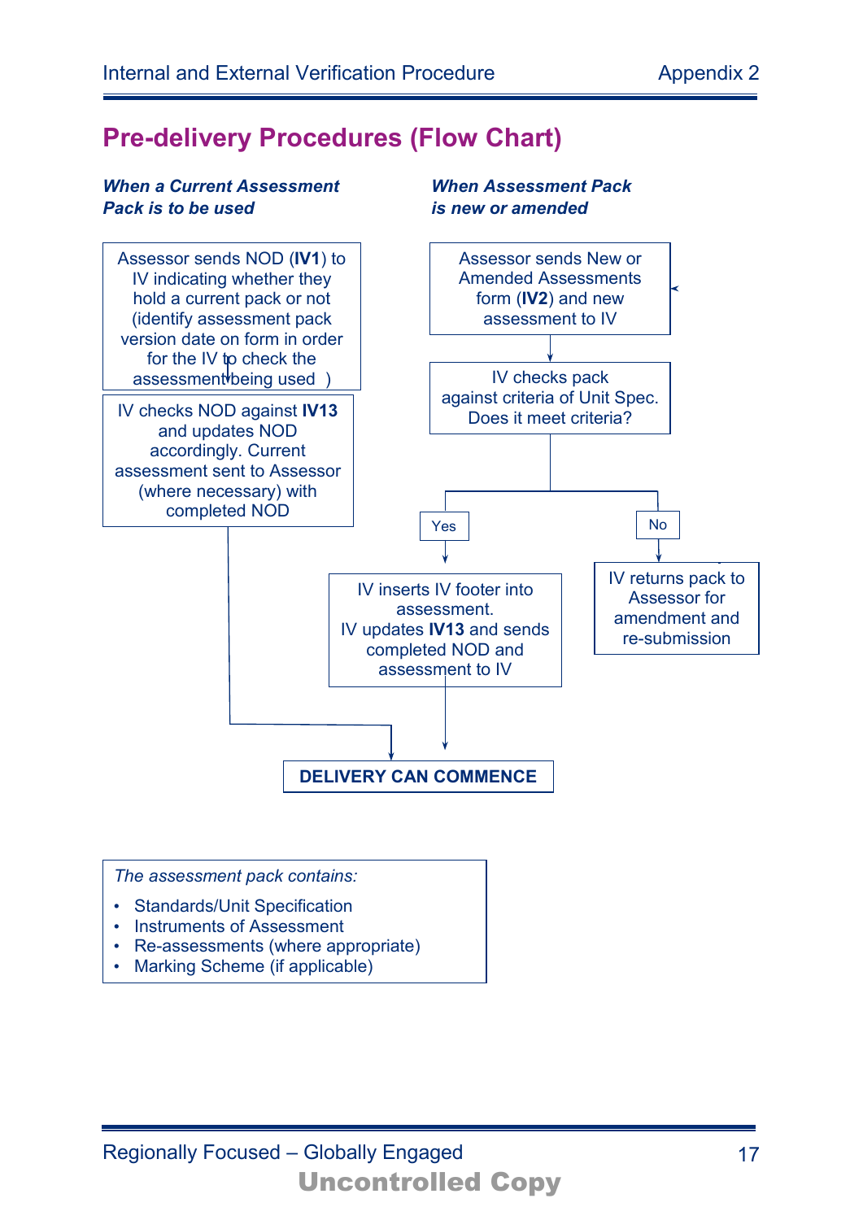# Pre-delivery Procedures (Flow Chart)

***When a Current Assessment Pack is to be used***

Assessor sends NOD (**IV1**) to IV indicating whether they hold a current pack or not (identify assessment pack version date on form in order for the IV to check the assessment being used )

IV checks NOD against **IV13** and updates NOD accordingly. Current assessment sent to Assessor (where necessary) with completed NOD

**DELIVERY CAN COMMENCE**

***When Assessment Pack is new or amended***

Assessor sends New or Amended Assessments form (**IV2**) and new assessment to IV

IV checks pack against criteria of Unit Spec. Does it meet criteria?

Yes: IV inserts IV footer into assessment. IV updates **IV13** and sends completed NOD and assessment to IV → **DELIVERY CAN COMMENCE**

No: IV returns pack to Assessor for amendment and re-submission

*The assessment pack contains:*

- Standards/Unit Specification
- Instruments of Assessment
- Re-assessments (where appropriate)
- Marking Scheme (if applicable)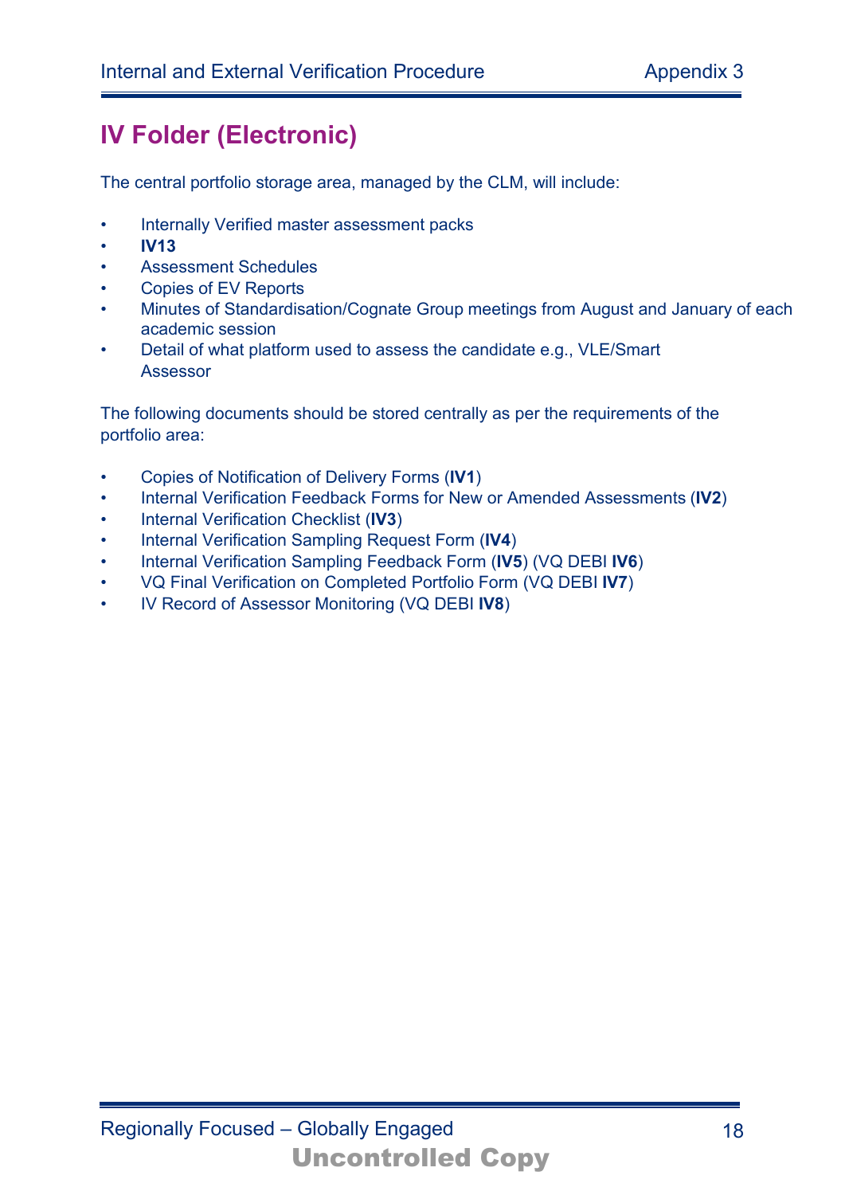# IV Folder (Electronic)

The central portfolio storage area, managed by the CLM, will include:

- Internally Verified master assessment packs
- **IV13**
- Assessment Schedules
- Copies of EV Reports
- Minutes of Standardisation/Cognate Group meetings from August and January of each academic session
- Detail of what platform used to assess the candidate e.g., VLE/Smart Assessor

The following documents should be stored centrally as per the requirements of the portfolio area:

- Copies of Notification of Delivery Forms (**IV1**)
- Internal Verification Feedback Forms for New or Amended Assessments (**IV2**)
- Internal Verification Checklist (**IV3**)
- Internal Verification Sampling Request Form (**IV4**)
- Internal Verification Sampling Feedback Form (**IV5**) (VQ DEBI **IV6**)
- VQ Final Verification on Completed Portfolio Form (VQ DEBI **IV7**)
- IV Record of Assessor Monitoring (VQ DEBI **IV8**)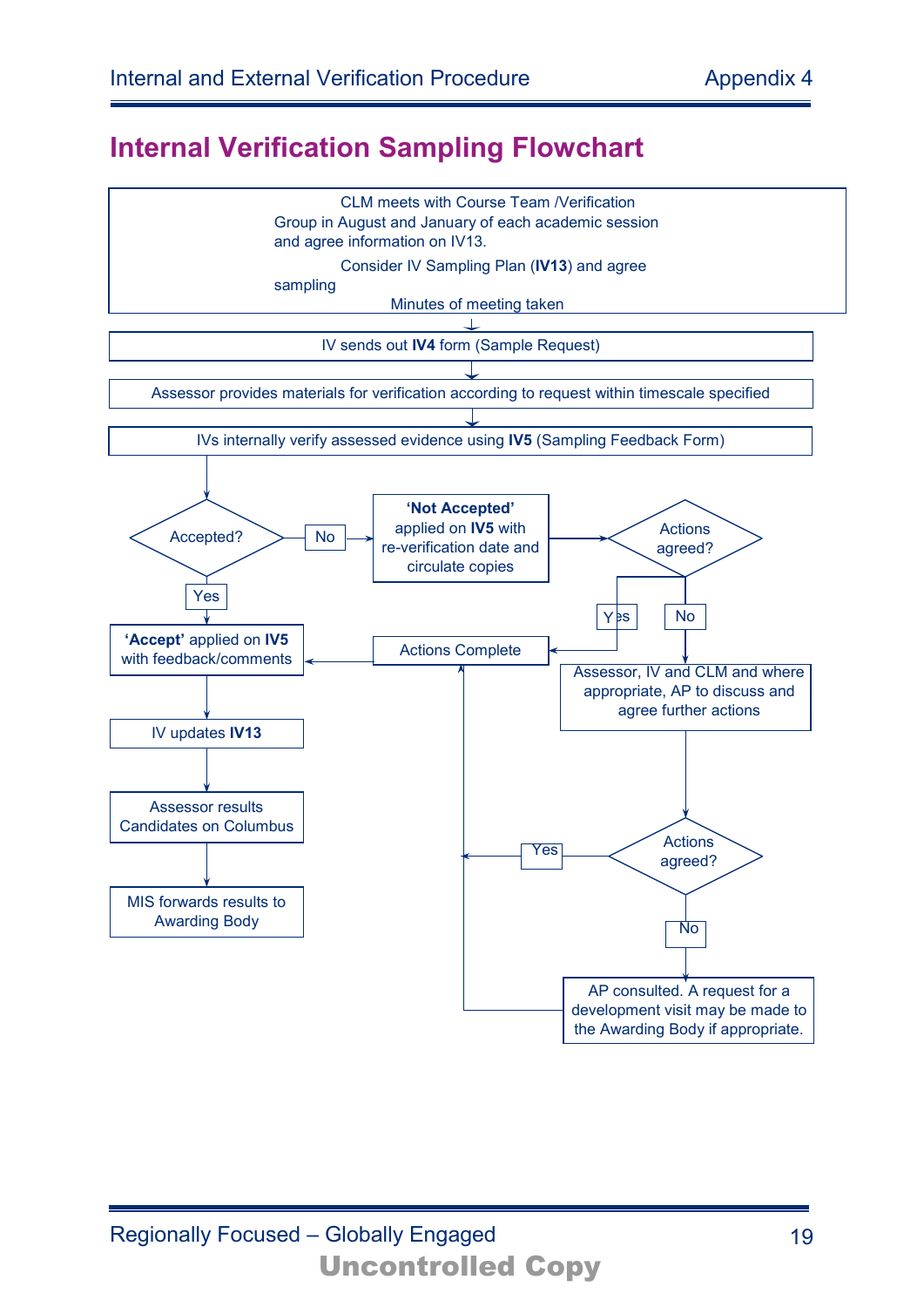# Internal Verification Sampling Flowchart

CLM meets with Course Team /Verification Group in August and January of each academic session and agree information on IV13.

Consider IV Sampling Plan (**IV13**) and agree sampling

Minutes of meeting taken

IV sends out **IV4** form (Sample Request)

Assessor provides materials for verification according to request within timescale specified

IVs internally verify assessed evidence using **IV5** (Sampling Feedback Form)

Accepted?

No

**'Not Accepted'** applied on **IV5** with re-verification date and circulate copies

Actions agreed?

Yes

No

Yes

**'Accept'** applied on **IV5** with feedback/comments

Actions Complete

Assessor, IV and CLM and where appropriate, AP to discuss and agree further actions

IV updates **IV13**

Assessor results Candidates on Columbus

Yes

Actions agreed?

MIS forwards results to Awarding Body

No

AP consulted. A request for a development visit may be made to the Awarding Body if appropriate.

Uncontrolled Copy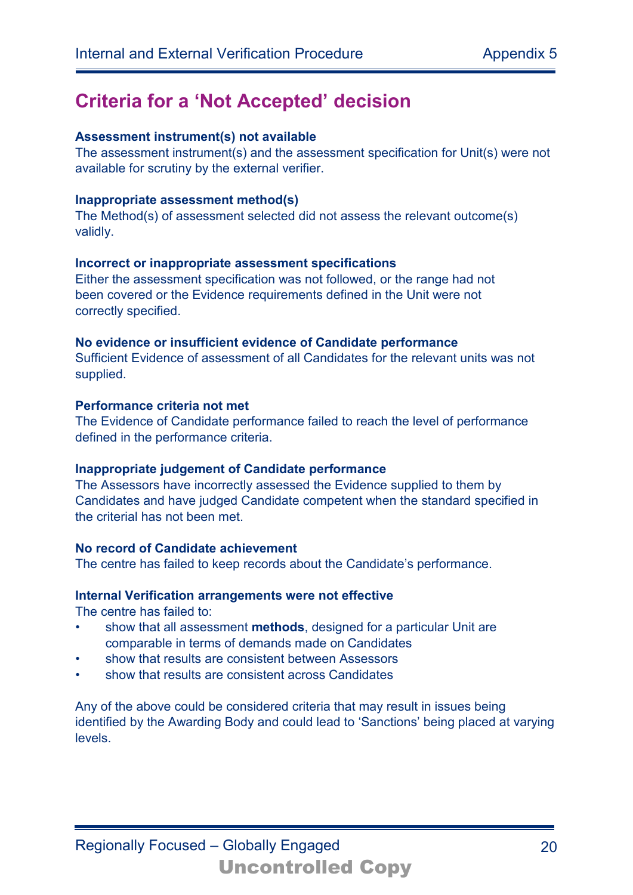## Criteria for a 'Not Accepted' decision

**Assessment instrument(s) not available**
The assessment instrument(s) and the assessment specification for Unit(s) were not available for scrutiny by the external verifier.

**Inappropriate assessment method(s)**
The Method(s) of assessment selected did not assess the relevant outcome(s) validly.

**Incorrect or inappropriate assessment specifications**
Either the assessment specification was not followed, or the range had not been covered or the Evidence requirements defined in the Unit were not correctly specified.

**No evidence or insufficient evidence of Candidate performance**
Sufficient Evidence of assessment of all Candidates for the relevant units was not supplied.

**Performance criteria not met**
The Evidence of Candidate performance failed to reach the level of performance defined in the performance criteria.

**Inappropriate judgement of Candidate performance**
The Assessors have incorrectly assessed the Evidence supplied to them by Candidates and have judged Candidate competent when the standard specified in the criterial has not been met.

**No record of Candidate achievement**
The centre has failed to keep records about the Candidate's performance.

**Internal Verification arrangements were not effective**
The centre has failed to:

- show that all assessment **methods**, designed for a particular Unit are comparable in terms of demands made on Candidates
- show that results are consistent between Assessors
- show that results are consistent across Candidates

Any of the above could be considered criteria that may result in issues being identified by the Awarding Body and could lead to 'Sanctions' being placed at varying levels.

Uncontrolled Copy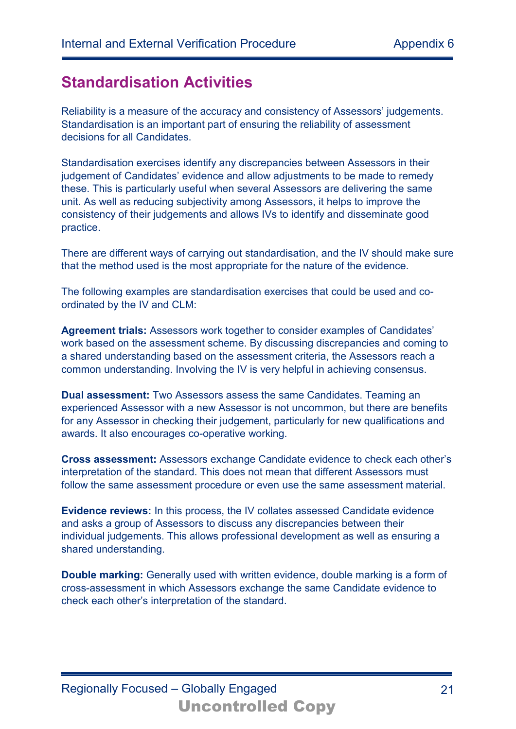## Standardisation Activities

Reliability is a measure of the accuracy and consistency of Assessors' judgements. Standardisation is an important part of ensuring the reliability of assessment decisions for all Candidates.

Standardisation exercises identify any discrepancies between Assessors in their judgement of Candidates' evidence and allow adjustments to be made to remedy these. This is particularly useful when several Assessors are delivering the same unit. As well as reducing subjectivity among Assessors, it helps to improve the consistency of their judgements and allows IVs to identify and disseminate good practice.

There are different ways of carrying out standardisation, and the IV should make sure that the method used is the most appropriate for the nature of the evidence.

The following examples are standardisation exercises that could be used and co-ordinated by the IV and CLM:

**Agreement trials:** Assessors work together to consider examples of Candidates' work based on the assessment scheme. By discussing discrepancies and coming to a shared understanding based on the assessment criteria, the Assessors reach a common understanding. Involving the IV is very helpful in achieving consensus.

**Dual assessment:** Two Assessors assess the same Candidates. Teaming an experienced Assessor with a new Assessor is not uncommon, but there are benefits for any Assessor in checking their judgement, particularly for new qualifications and awards. It also encourages co-operative working.

**Cross assessment:** Assessors exchange Candidate evidence to check each other's interpretation of the standard. This does not mean that different Assessors must follow the same assessment procedure or even use the same assessment material.

**Evidence reviews:** In this process, the IV collates assessed Candidate evidence and asks a group of Assessors to discuss any discrepancies between their individual judgements. This allows professional development as well as ensuring a shared understanding.

**Double marking:** Generally used with written evidence, double marking is a form of cross-assessment in which Assessors exchange the same Candidate evidence to check each other's interpretation of the standard.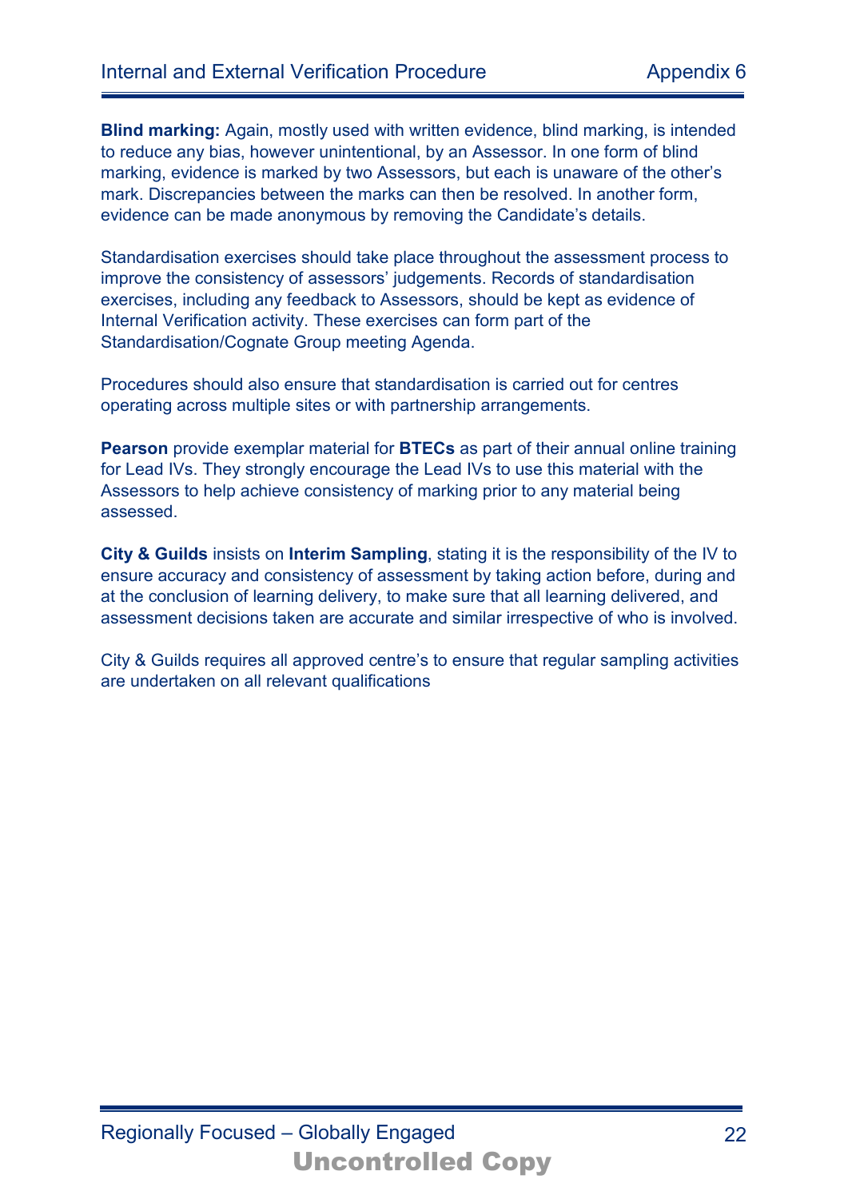**Blind marking:** Again, mostly used with written evidence, blind marking, is intended to reduce any bias, however unintentional, by an Assessor. In one form of blind marking, evidence is marked by two Assessors, but each is unaware of the other's mark. Discrepancies between the marks can then be resolved. In another form, evidence can be made anonymous by removing the Candidate's details.

Standardisation exercises should take place throughout the assessment process to improve the consistency of assessors' judgements. Records of standardisation exercises, including any feedback to Assessors, should be kept as evidence of Internal Verification activity. These exercises can form part of the Standardisation/Cognate Group meeting Agenda.

Procedures should also ensure that standardisation is carried out for centres operating across multiple sites or with partnership arrangements.

**Pearson** provide exemplar material for **BTECs** as part of their annual online training for Lead IVs. They strongly encourage the Lead IVs to use this material with the Assessors to help achieve consistency of marking prior to any material being assessed.

**City & Guilds** insists on **Interim Sampling**, stating it is the responsibility of the IV to ensure accuracy and consistency of assessment by taking action before, during and at the conclusion of learning delivery, to make sure that all learning delivered, and assessment decisions taken are accurate and similar irrespective of who is involved.

City & Guilds requires all approved centre's to ensure that regular sampling activities are undertaken on all relevant qualifications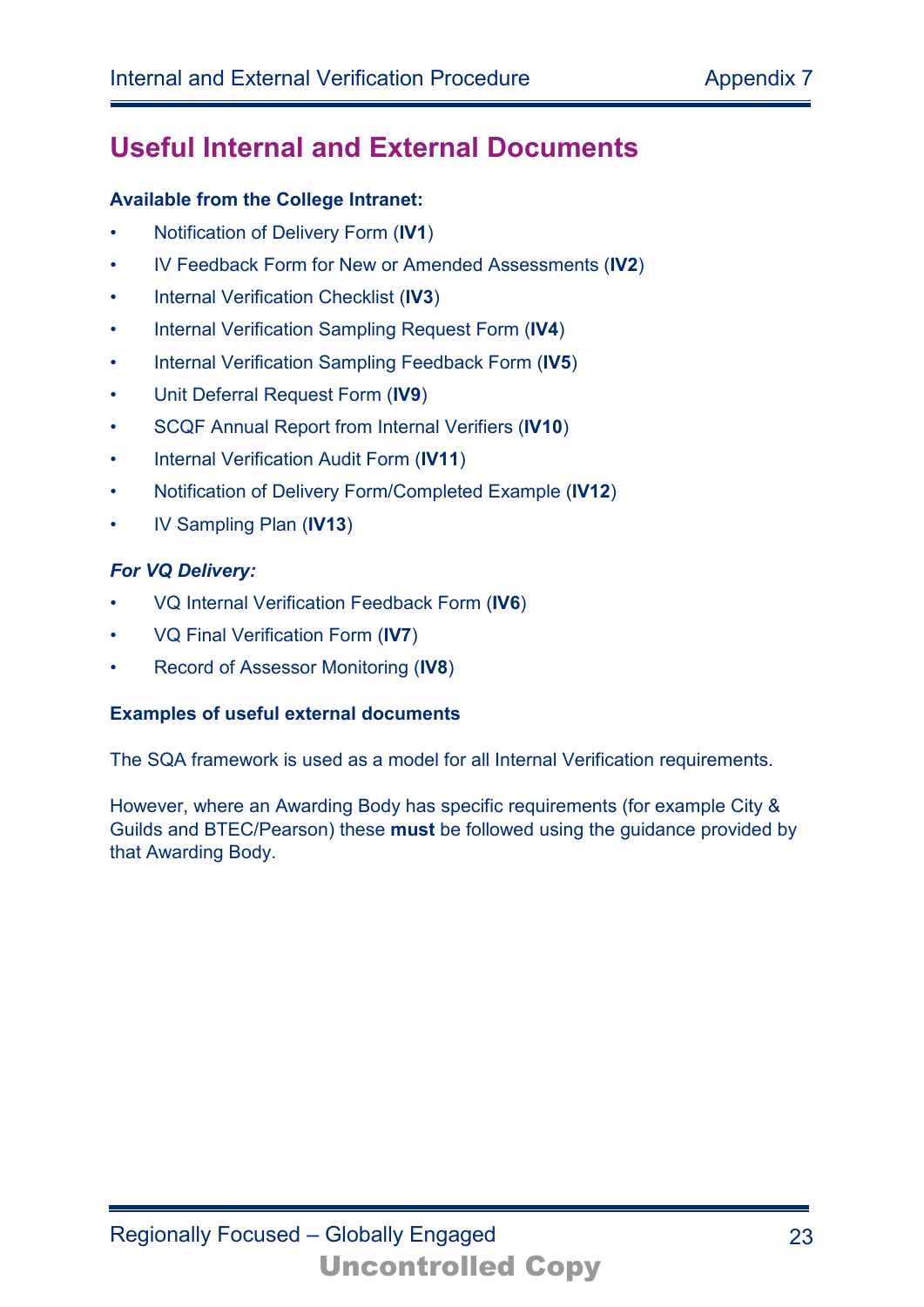## Useful Internal and External Documents

**Available from the College Intranet:**

- Notification of Delivery Form (**IV1**)
- IV Feedback Form for New or Amended Assessments (**IV2**)
- Internal Verification Checklist (**IV3**)
- Internal Verification Sampling Request Form (**IV4**)
- Internal Verification Sampling Feedback Form (**IV5**)
- Unit Deferral Request Form (**IV9**)
- SCQF Annual Report from Internal Verifiers (**IV10**)
- Internal Verification Audit Form (**IV11**)
- Notification of Delivery Form/Completed Example (**IV12**)
- IV Sampling Plan (**IV13**)

***For VQ Delivery:***

- VQ Internal Verification Feedback Form (**IV6**)
- VQ Final Verification Form (**IV7**)
- Record of Assessor Monitoring (**IV8**)

**Examples of useful external documents**

The SQA framework is used as a model for all Internal Verification requirements.

However, where an Awarding Body has specific requirements (for example City & Guilds and BTEC/Pearson) these **must** be followed using the guidance provided by that Awarding Body.

Uncontrolled Copy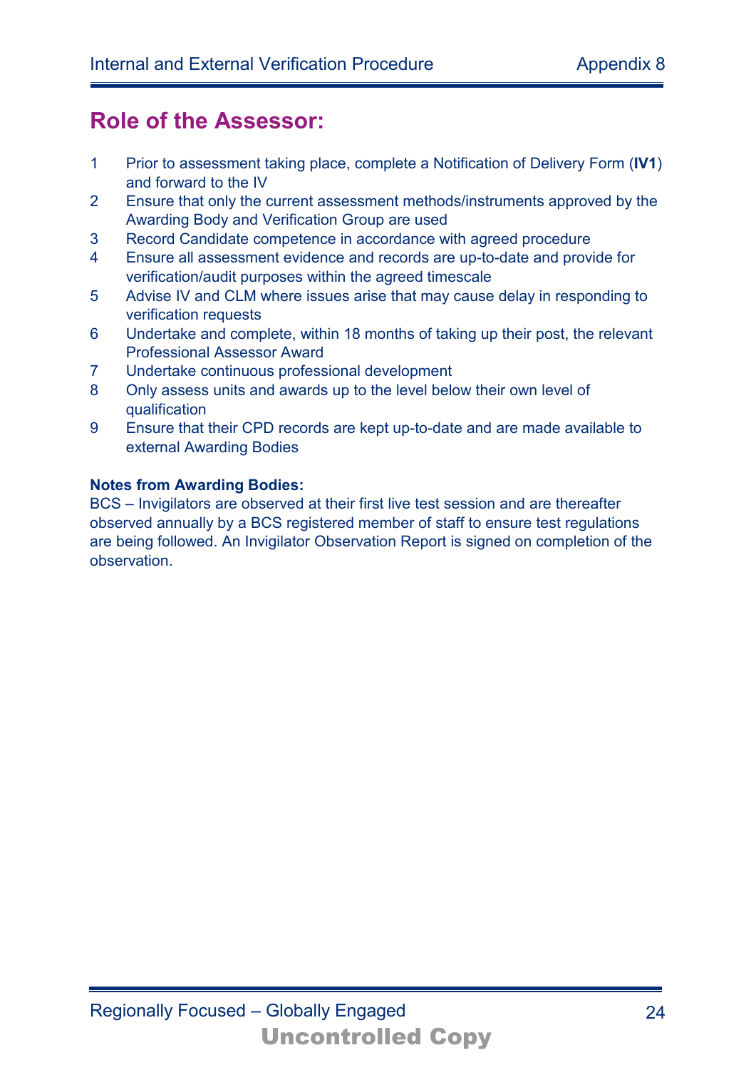## Role of the Assessor:

1. Prior to assessment taking place, complete a Notification of Delivery Form (**IV1**) and forward to the IV
2. Ensure that only the current assessment methods/instruments approved by the Awarding Body and Verification Group are used
3. Record Candidate competence in accordance with agreed procedure
4. Ensure all assessment evidence and records are up-to-date and provide for verification/audit purposes within the agreed timescale
5. Advise IV and CLM where issues arise that may cause delay in responding to verification requests
6. Undertake and complete, within 18 months of taking up their post, the relevant Professional Assessor Award
7. Undertake continuous professional development
8. Only assess units and awards up to the level below their own level of qualification
9. Ensure that their CPD records are kept up-to-date and are made available to external Awarding Bodies

**Notes from Awarding Bodies:**
BCS – Invigilators are observed at their first live test session and are thereafter observed annually by a BCS registered member of staff to ensure test regulations are being followed. An Invigilator Observation Report is signed on completion of the observation.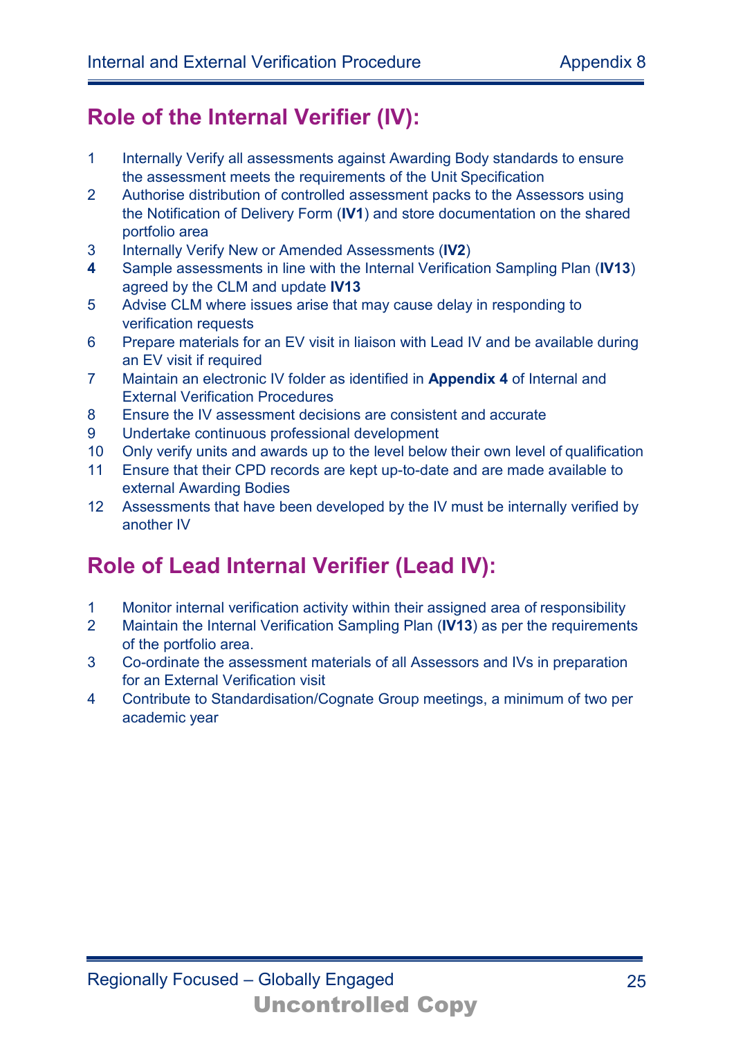## Role of the Internal Verifier (IV):

1. Internally Verify all assessments against Awarding Body standards to ensure the assessment meets the requirements of the Unit Specification
2. Authorise distribution of controlled assessment packs to the Assessors using the Notification of Delivery Form (**IV1**) and store documentation on the shared portfolio area
3. Internally Verify New or Amended Assessments (**IV2**)
4. Sample assessments in line with the Internal Verification Sampling Plan (**IV13**) agreed by the CLM and update **IV13**
5. Advise CLM where issues arise that may cause delay in responding to verification requests
6. Prepare materials for an EV visit in liaison with Lead IV and be available during an EV visit if required
7. Maintain an electronic IV folder as identified in **Appendix 4** of Internal and External Verification Procedures
8. Ensure the IV assessment decisions are consistent and accurate
9. Undertake continuous professional development
10. Only verify units and awards up to the level below their own level of qualification
11. Ensure that their CPD records are kept up-to-date and are made available to external Awarding Bodies
12. Assessments that have been developed by the IV must be internally verified by another IV

## Role of Lead Internal Verifier (Lead IV):

1. Monitor internal verification activity within their assigned area of responsibility
2. Maintain the Internal Verification Sampling Plan (**IV13**) as per the requirements of the portfolio area.
3. Co-ordinate the assessment materials of all Assessors and IVs in preparation for an External Verification visit
4. Contribute to Standardisation/Cognate Group meetings, a minimum of two per academic year

Uncontrolled Copy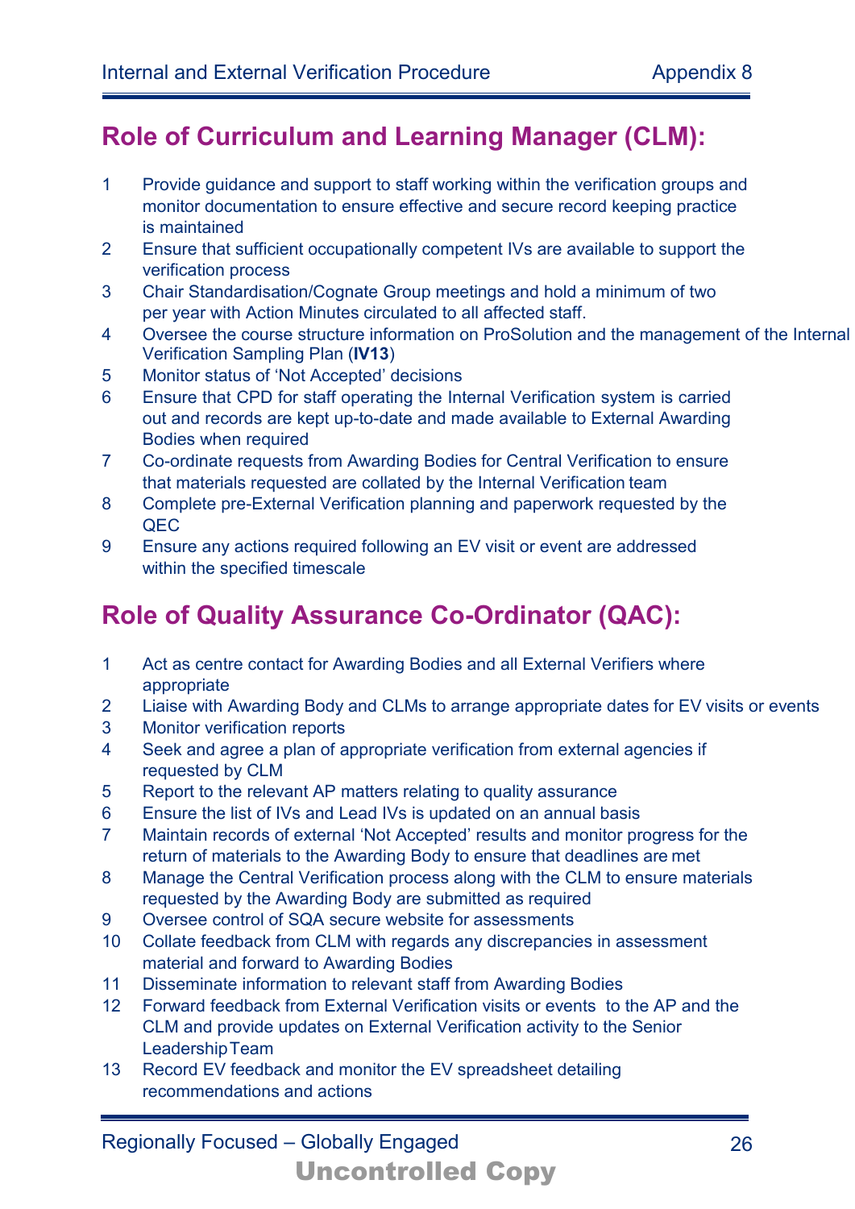## Role of Curriculum and Learning Manager (CLM):

1. Provide guidance and support to staff working within the verification groups and monitor documentation to ensure effective and secure record keeping practice is maintained
2. Ensure that sufficient occupationally competent IVs are available to support the verification process
3. Chair Standardisation/Cognate Group meetings and hold a minimum of two per year with Action Minutes circulated to all affected staff.
4. Oversee the course structure information on ProSolution and the management of the Internal Verification Sampling Plan (**IV13**)
5. Monitor status of 'Not Accepted' decisions
6. Ensure that CPD for staff operating the Internal Verification system is carried out and records are kept up-to-date and made available to External Awarding Bodies when required
7. Co-ordinate requests from Awarding Bodies for Central Verification to ensure that materials requested are collated by the Internal Verification team
8. Complete pre-External Verification planning and paperwork requested by the QEC
9. Ensure any actions required following an EV visit or event are addressed within the specified timescale

## Role of Quality Assurance Co-Ordinator (QAC):

1. Act as centre contact for Awarding Bodies and all External Verifiers where appropriate
2. Liaise with Awarding Body and CLMs to arrange appropriate dates for EV visits or events
3. Monitor verification reports
4. Seek and agree a plan of appropriate verification from external agencies if requested by CLM
5. Report to the relevant AP matters relating to quality assurance
6. Ensure the list of IVs and Lead IVs is updated on an annual basis
7. Maintain records of external 'Not Accepted' results and monitor progress for the return of materials to the Awarding Body to ensure that deadlines are met
8. Manage the Central Verification process along with the CLM to ensure materials requested by the Awarding Body are submitted as required
9. Oversee control of SQA secure website for assessments
10. Collate feedback from CLM with regards any discrepancies in assessment material and forward to Awarding Bodies
11. Disseminate information to relevant staff from Awarding Bodies
12. Forward feedback from External Verification visits or events to the AP and the CLM and provide updates on External Verification activity to the Senior Leadership Team
13. Record EV feedback and monitor the EV spreadsheet detailing recommendations and actions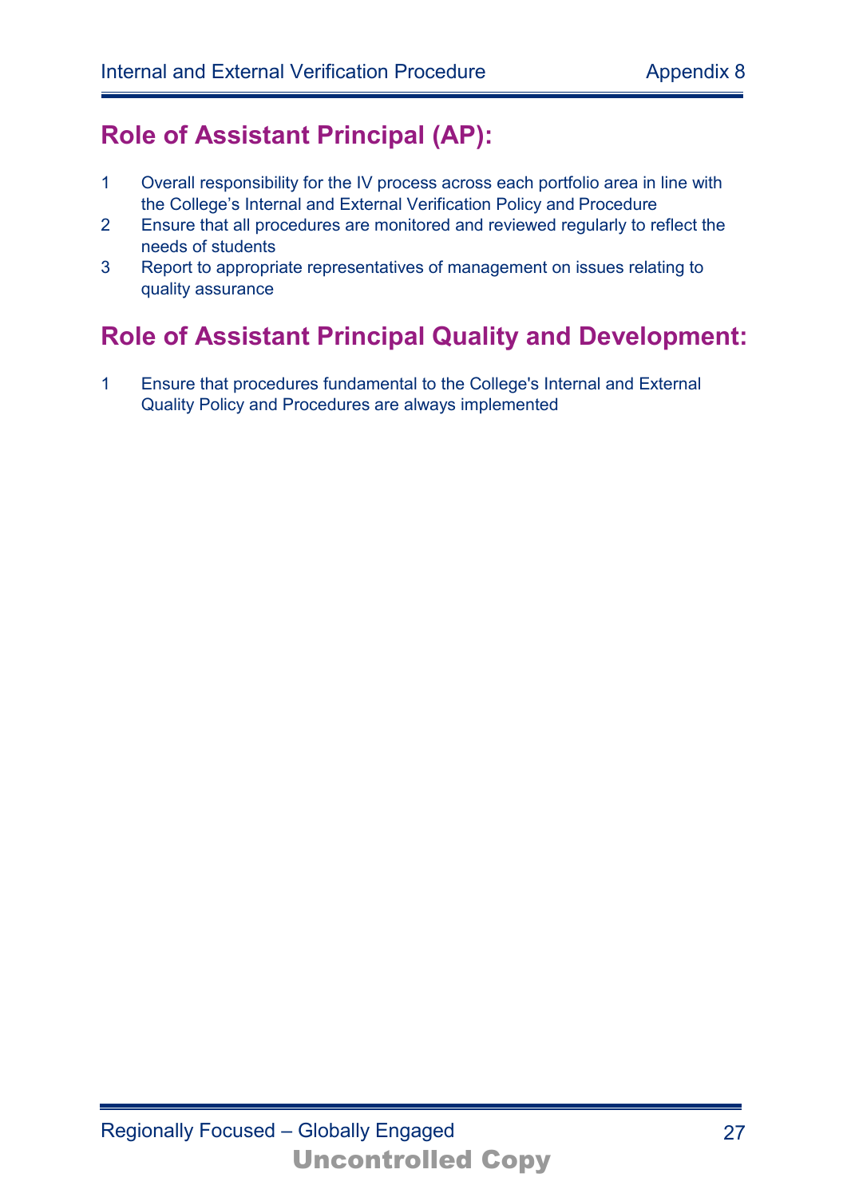## Role of Assistant Principal (AP):

1. Overall responsibility for the IV process across each portfolio area in line with the College's Internal and External Verification Policy and Procedure
2. Ensure that all procedures are monitored and reviewed regularly to reflect the needs of students
3. Report to appropriate representatives of management on issues relating to quality assurance

## Role of Assistant Principal Quality and Development:

1. Ensure that procedures fundamental to the College's Internal and External Quality Policy and Procedures are always implemented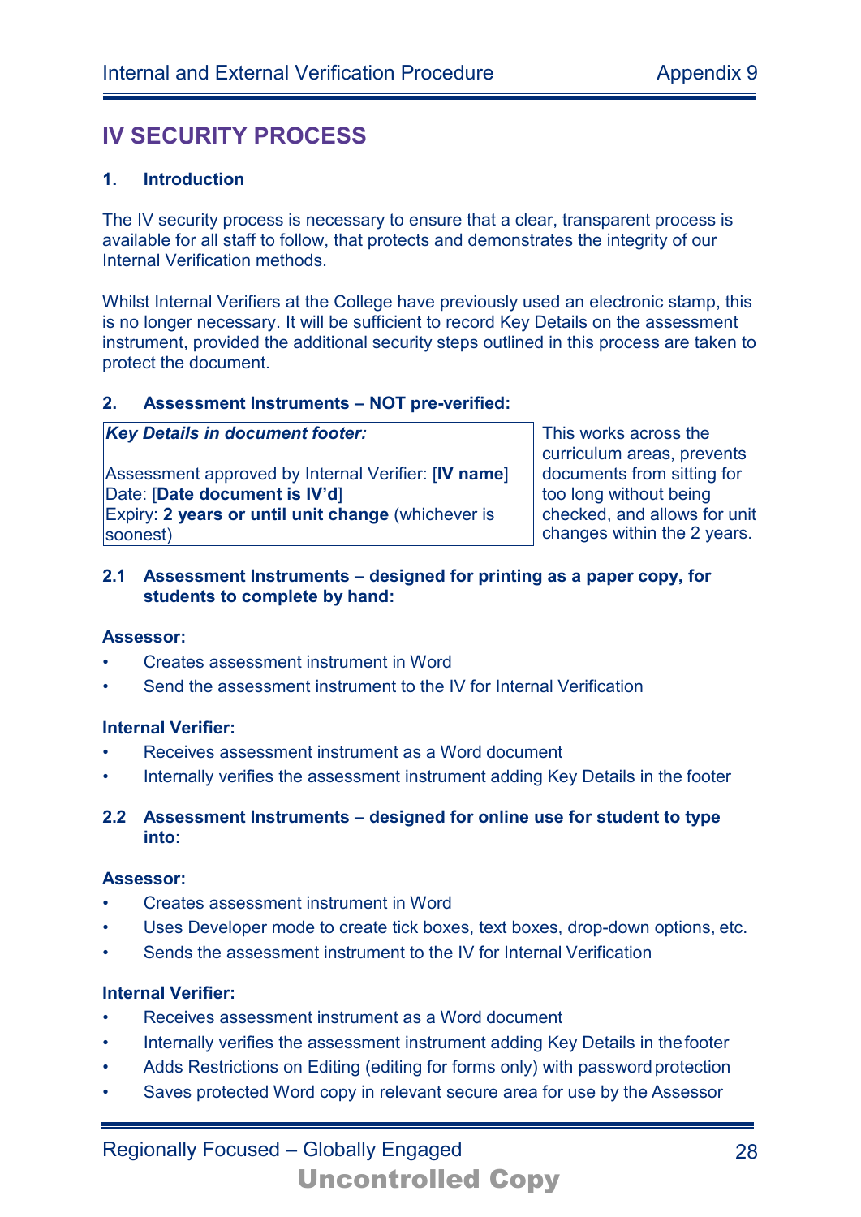# IV SECURITY PROCESS

### 1. Introduction

The IV security process is necessary to ensure that a clear, transparent process is available for all staff to follow, that protects and demonstrates the integrity of our Internal Verification methods.

Whilst Internal Verifiers at the College have previously used an electronic stamp, this is no longer necessary. It will be sufficient to record Key Details on the assessment instrument, provided the additional security steps outlined in this process are taken to protect the document.

### 2. Assessment Instruments – NOT pre-verified:

| | |
|---|---|
| ***Key Details in document footer:***<br><br>Assessment approved by Internal Verifier: [**IV name**]<br>Date: [**Date document is IV'd**]<br>Expiry: **2 years or until unit change** (whichever is soonest) | This works across the curriculum areas, prevents documents from sitting for too long without being checked, and allows for unit changes within the 2 years. |

### 2.1 Assessment Instruments – designed for printing as a paper copy, for students to complete by hand:

**Assessor:**

- Creates assessment instrument in Word
- Send the assessment instrument to the IV for Internal Verification

**Internal Verifier:**

- Receives assessment instrument as a Word document
- Internally verifies the assessment instrument adding Key Details in the footer

### 2.2 Assessment Instruments – designed for online use for student to type into:

**Assessor:**

- Creates assessment instrument in Word
- Uses Developer mode to create tick boxes, text boxes, drop-down options, etc.
- Sends the assessment instrument to the IV for Internal Verification

**Internal Verifier:**

- Receives assessment instrument as a Word document
- Internally verifies the assessment instrument adding Key Details in the footer
- Adds Restrictions on Editing (editing for forms only) with password protection
- Saves protected Word copy in relevant secure area for use by the Assessor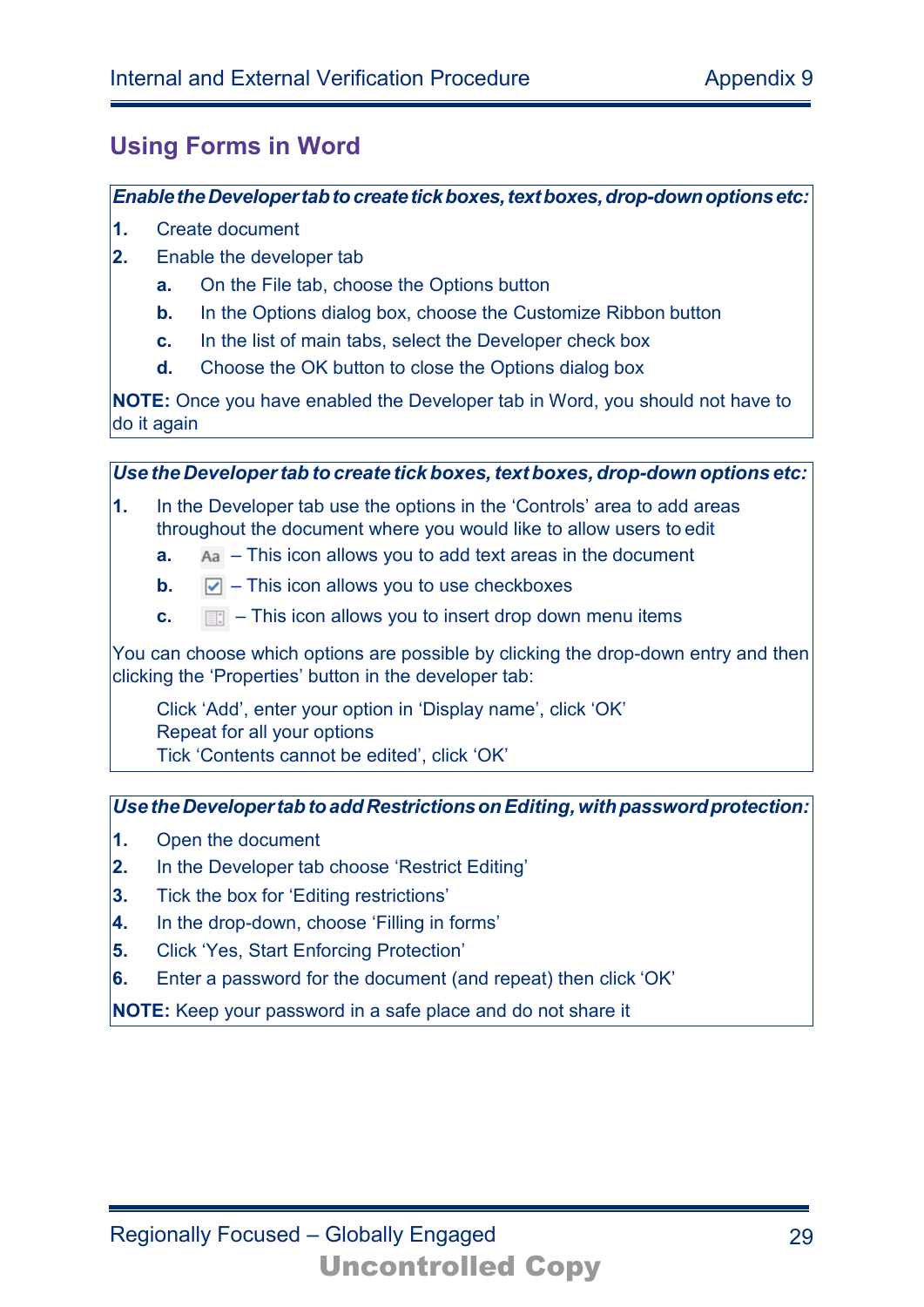## Using Forms in Word

***Enable the Developer tab to create tick boxes, text boxes, drop-down options etc:***

**1.** Create document

**2.** Enable the developer tab

- **a.** On the File tab, choose the Options button
- **b.** In the Options dialog box, choose the Customize Ribbon button
- **c.** In the list of main tabs, select the Developer check box
- **d.** Choose the OK button to close the Options dialog box

**NOTE:** Once you have enabled the Developer tab in Word, you should not have to do it again

***Use the Developer tab to create tick boxes, text boxes, drop-down options etc:***

**1.** In the Developer tab use the options in the 'Controls' area to add areas throughout the document where you would like to allow users to edit

- **a.** Aa – This icon allows you to add text areas in the document
- **b.** ☑ – This icon allows you to use checkboxes
- **c.** – This icon allows you to insert drop down menu items

You can choose which options are possible by clicking the drop-down entry and then clicking the 'Properties' button in the developer tab:

Click 'Add', enter your option in 'Display name', click 'OK'
Repeat for all your options
Tick 'Contents cannot be edited', click 'OK'

***Use the Developer tab to add Restrictions on Editing, with password protection:***

**1.** Open the document

**2.** In the Developer tab choose 'Restrict Editing'

**3.** Tick the box for 'Editing restrictions'

**4.** In the drop-down, choose 'Filling in forms'

**5.** Click 'Yes, Start Enforcing Protection'

**6.** Enter a password for the document (and repeat) then click 'OK'

**NOTE:** Keep your password in a safe place and do not share it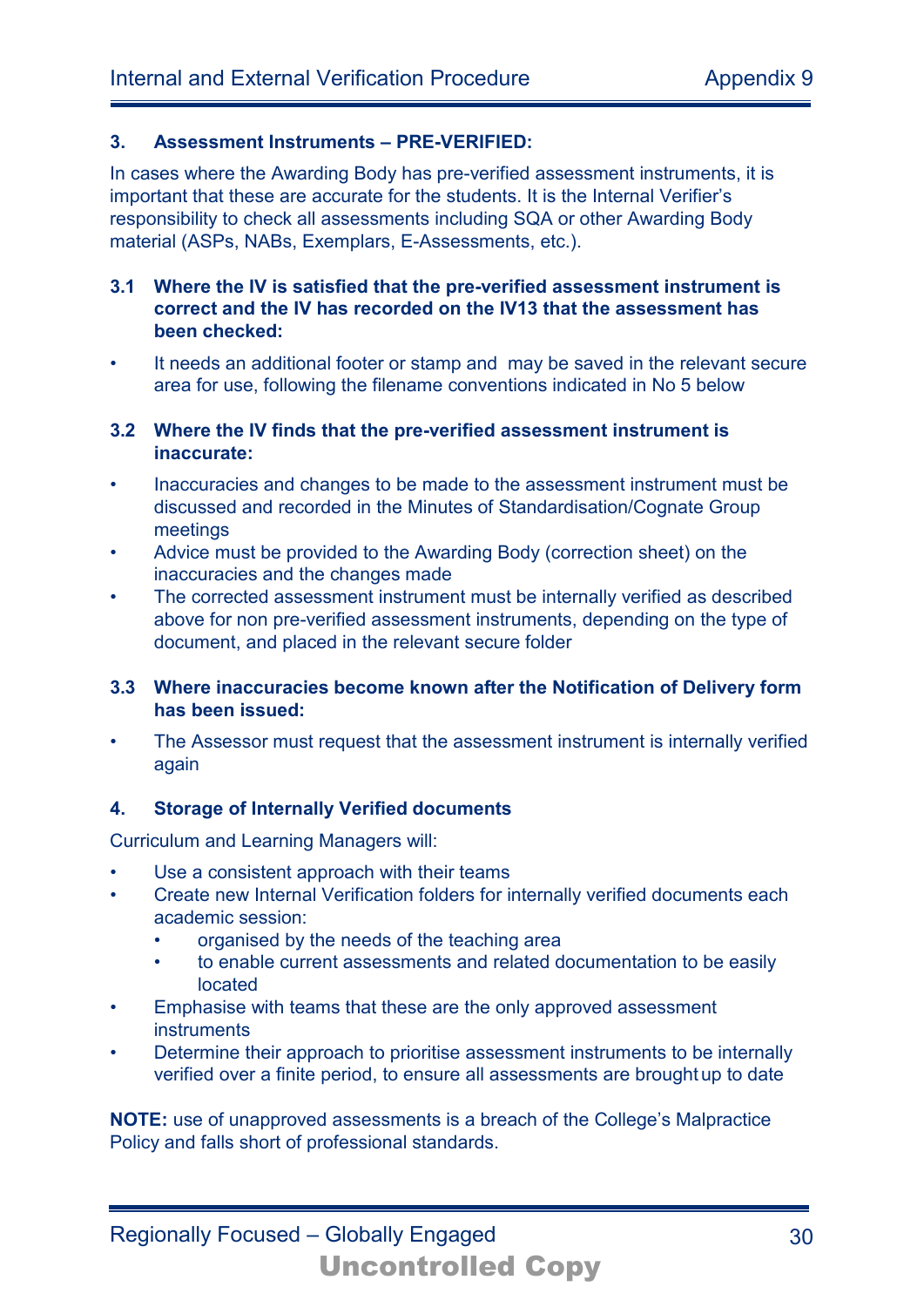### 3. Assessment Instruments – PRE-VERIFIED:

In cases where the Awarding Body has pre-verified assessment instruments, it is important that these are accurate for the students. It is the Internal Verifier's responsibility to check all assessments including SQA or other Awarding Body material (ASPs, NABs, Exemplars, E-Assessments, etc.).

#### 3.1 Where the IV is satisfied that the pre-verified assessment instrument is correct and the IV has recorded on the IV13 that the assessment has been checked:

- It needs an additional footer or stamp and may be saved in the relevant secure area for use, following the filename conventions indicated in No 5 below

#### 3.2 Where the IV finds that the pre-verified assessment instrument is inaccurate:

- Inaccuracies and changes to be made to the assessment instrument must be discussed and recorded in the Minutes of Standardisation/Cognate Group meetings
- Advice must be provided to the Awarding Body (correction sheet) on the inaccuracies and the changes made
- The corrected assessment instrument must be internally verified as described above for non pre-verified assessment instruments, depending on the type of document, and placed in the relevant secure folder

#### 3.3 Where inaccuracies become known after the Notification of Delivery form has been issued:

- The Assessor must request that the assessment instrument is internally verified again

### 4. Storage of Internally Verified documents

Curriculum and Learning Managers will:

- Use a consistent approach with their teams
- Create new Internal Verification folders for internally verified documents each academic session:
  - organised by the needs of the teaching area
  - to enable current assessments and related documentation to be easily located
- Emphasise with teams that these are the only approved assessment instruments
- Determine their approach to prioritise assessment instruments to be internally verified over a finite period, to ensure all assessments are brought up to date

**NOTE:** use of unapproved assessments is a breach of the College's Malpractice Policy and falls short of professional standards.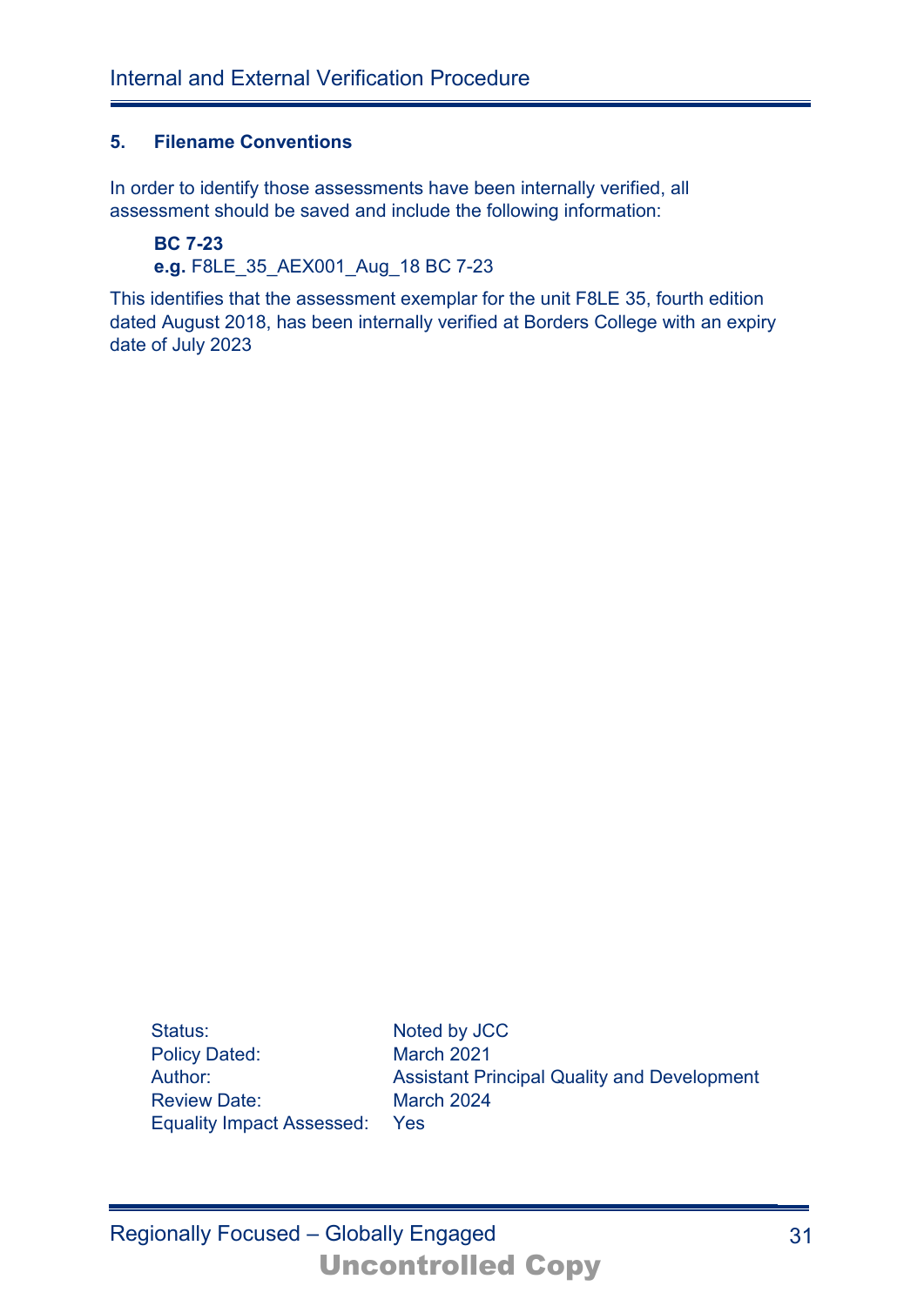## 5. Filename Conventions

In order to identify those assessments have been internally verified, all assessment should be saved and include the following information:

**BC 7-23**
**e.g.** F8LE_35_AEX001_Aug_18 BC 7-23

This identifies that the assessment exemplar for the unit F8LE 35, fourth edition dated August 2018, has been internally verified at Borders College with an expiry date of July 2023

| | |
|---|---|
| Status: | Noted by JCC |
| Policy Dated: | March 2021 |
| Author: | Assistant Principal Quality and Development |
| Review Date: | March 2024 |
| Equality Impact Assessed: | Yes |